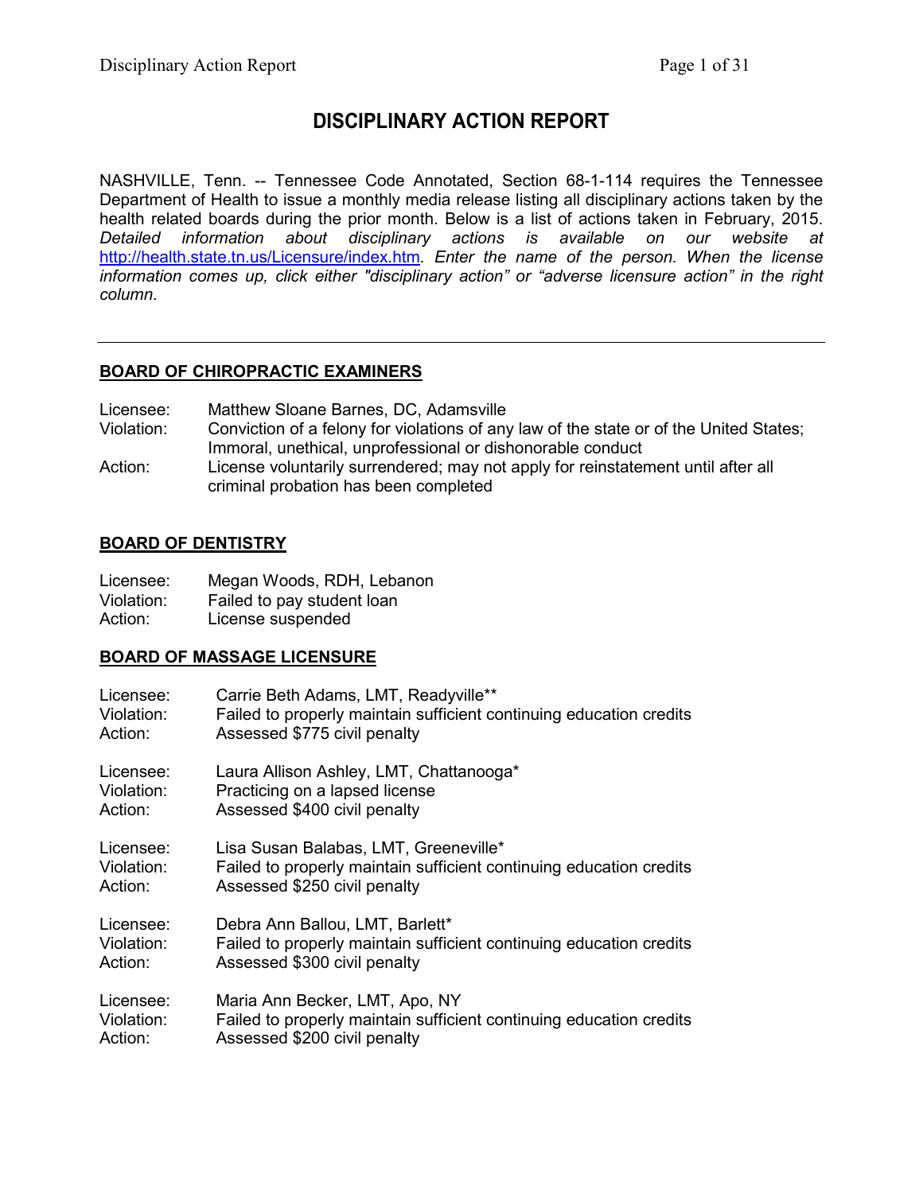# DISCIPLINARY ACTION REPORT

NASHVILLE, Tenn. -- Tennessee Code Annotated, Section 68-1-114 requires the Tennessee Department of Health to issue a monthly media release listing all disciplinary actions taken by the health related boards during the prior month. Below is a list of actions taken in February, 2015. *Detailed information about disciplinary actions is available on our website at* [http://health.state.tn.us/Licensure/index.htm](http://health.state.tn.us/Licensure/index.htm)*. Enter the name of the person. When the license information comes up, click either "disciplinary action" or "adverse licensure action" in the right column.*

---

## BOARD OF CHIROPRACTIC EXAMINERS

Licensee: Matthew Sloane Barnes, DC, Adamsville
Violation: Conviction of a felony for violations of any law of the state or of the United States; Immoral, unethical, unprofessional or dishonorable conduct
Action: License voluntarily surrendered; may not apply for reinstatement until after all criminal probation has been completed

## BOARD OF DENTISTRY

Licensee: Megan Woods, RDH, Lebanon
Violation: Failed to pay student loan
Action: License suspended

## BOARD OF MASSAGE LICENSURE

Licensee: Carrie Beth Adams, LMT, Readyville**
Violation: Failed to properly maintain sufficient continuing education credits
Action: Assessed $775 civil penalty

Licensee: Laura Allison Ashley, LMT, Chattanooga*
Violation: Practicing on a lapsed license
Action: Assessed $400 civil penalty

Licensee: Lisa Susan Balabas, LMT, Greeneville*
Violation: Failed to properly maintain sufficient continuing education credits
Action: Assessed $250 civil penalty

Licensee: Debra Ann Ballou, LMT, Barlett*
Violation: Failed to properly maintain sufficient continuing education credits
Action: Assessed $300 civil penalty

Licensee: Maria Ann Becker, LMT, Apo, NY
Violation: Failed to properly maintain sufficient continuing education credits
Action: Assessed $200 civil penalty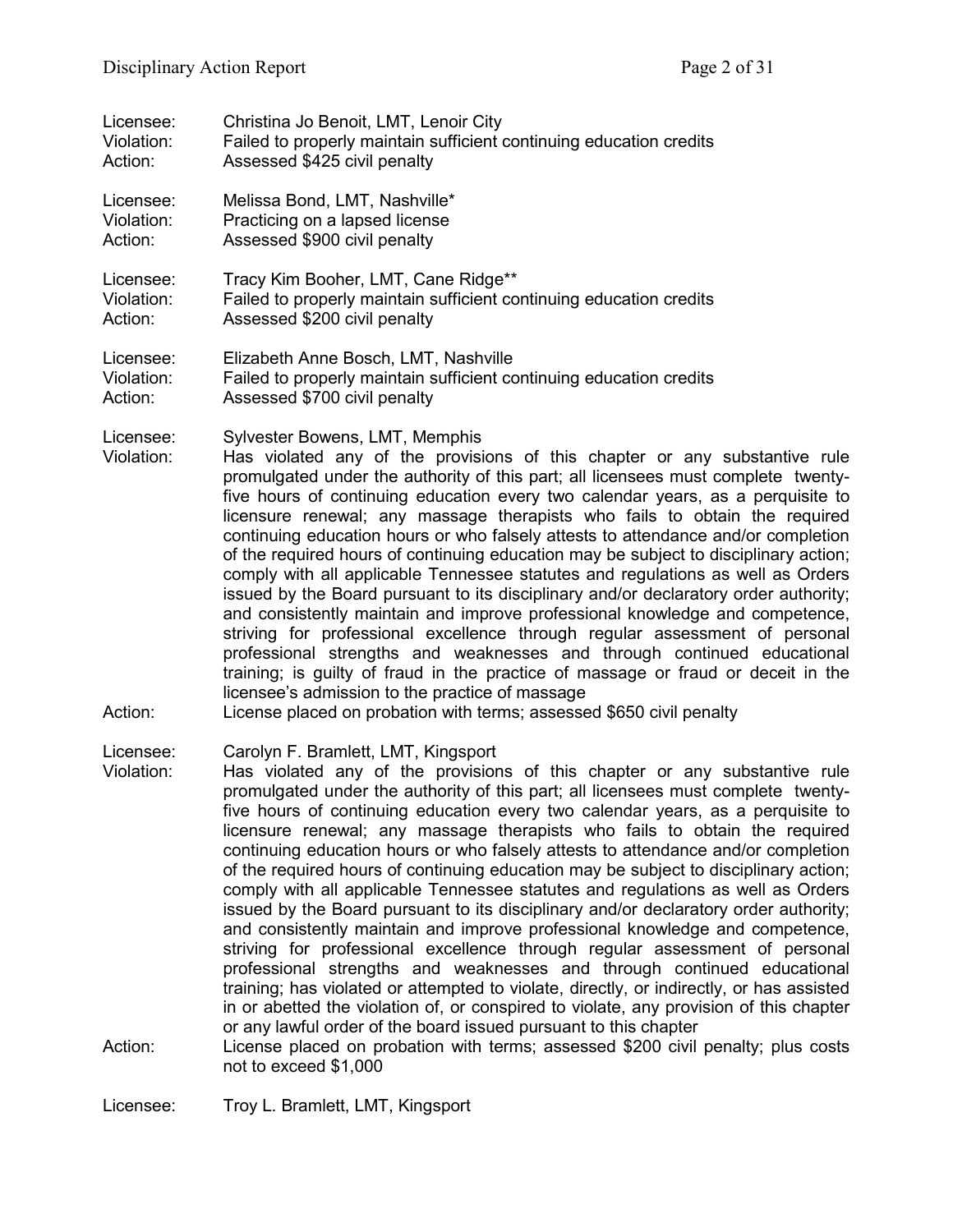Licensee: Christina Jo Benoit, LMT, Lenoir City
Violation: Failed to properly maintain sufficient continuing education credits
Action: Assessed $425 civil penalty

Licensee: Melissa Bond, LMT, Nashville*
Violation: Practicing on a lapsed license
Action: Assessed $900 civil penalty

Licensee: Tracy Kim Booher, LMT, Cane Ridge**
Violation: Failed to properly maintain sufficient continuing education credits
Action: Assessed $200 civil penalty

Licensee: Elizabeth Anne Bosch, LMT, Nashville
Violation: Failed to properly maintain sufficient continuing education credits
Action: Assessed $700 civil penalty

Licensee: Sylvester Bowens, LMT, Memphis
Violation: Has violated any of the provisions of this chapter or any substantive rule promulgated under the authority of this part; all licensees must complete twenty-five hours of continuing education every two calendar years, as a perquisite to licensure renewal; any massage therapists who fails to obtain the required continuing education hours or who falsely attests to attendance and/or completion of the required hours of continuing education may be subject to disciplinary action; comply with all applicable Tennessee statutes and regulations as well as Orders issued by the Board pursuant to its disciplinary and/or declaratory order authority; and consistently maintain and improve professional knowledge and competence, striving for professional excellence through regular assessment of personal professional strengths and weaknesses and through continued educational training; is guilty of fraud in the practice of massage or fraud or deceit in the licensee's admission to the practice of massage
Action: License placed on probation with terms; assessed $650 civil penalty

Licensee: Carolyn F. Bramlett, LMT, Kingsport
Violation: Has violated any of the provisions of this chapter or any substantive rule promulgated under the authority of this part; all licensees must complete twenty-five hours of continuing education every two calendar years, as a perquisite to licensure renewal; any massage therapists who fails to obtain the required continuing education hours or who falsely attests to attendance and/or completion of the required hours of continuing education may be subject to disciplinary action; comply with all applicable Tennessee statutes and regulations as well as Orders issued by the Board pursuant to its disciplinary and/or declaratory order authority; and consistently maintain and improve professional knowledge and competence, striving for professional excellence through regular assessment of personal professional strengths and weaknesses and through continued educational training; has violated or attempted to violate, directly, or indirectly, or has assisted in or abetted the violation of, or conspired to violate, any provision of this chapter or any lawful order of the board issued pursuant to this chapter
Action: License placed on probation with terms; assessed $200 civil penalty; plus costs not to exceed $1,000

Licensee: Troy L. Bramlett, LMT, Kingsport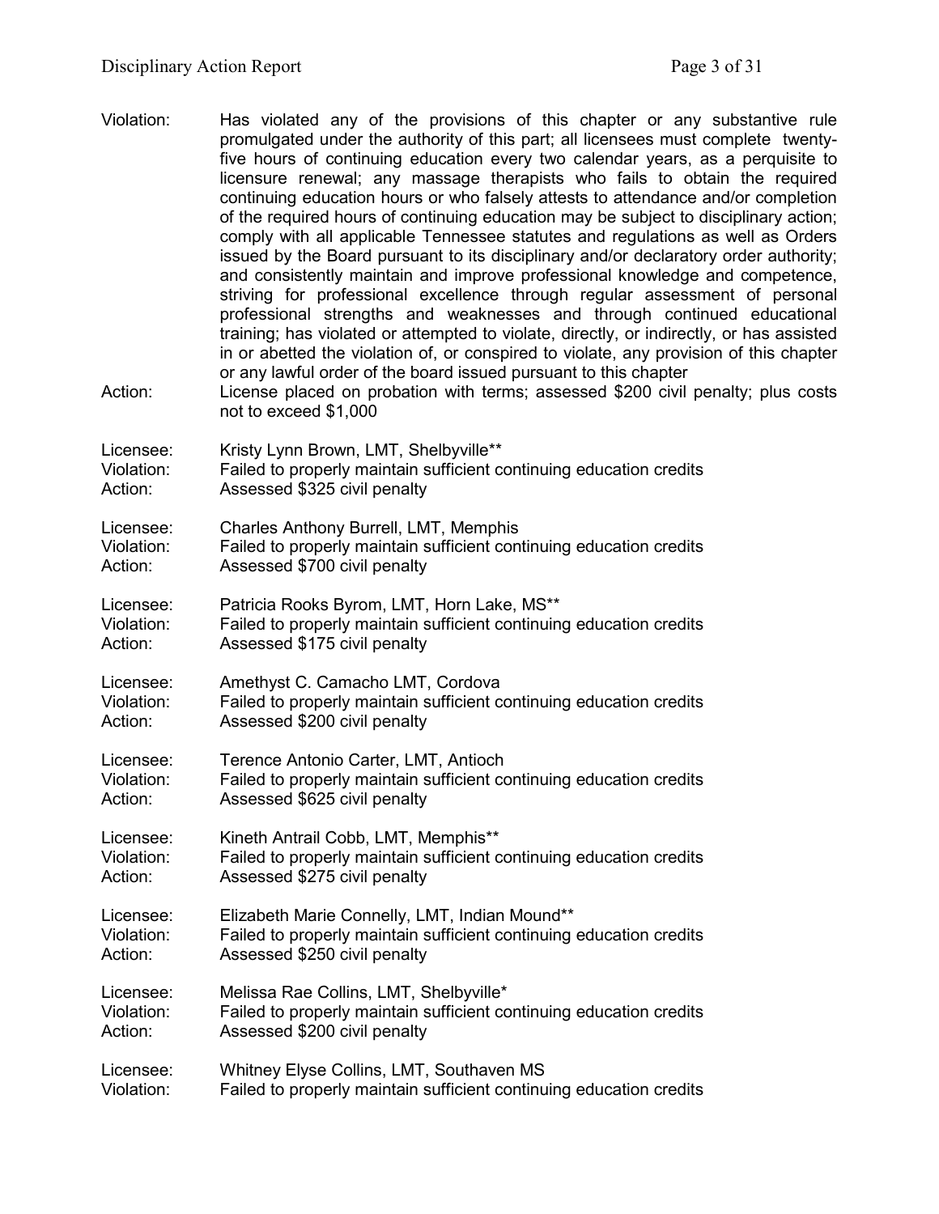Violation: Has violated any of the provisions of this chapter or any substantive rule promulgated under the authority of this part; all licensees must complete twenty-five hours of continuing education every two calendar years, as a perquisite to licensure renewal; any massage therapists who fails to obtain the required continuing education hours or who falsely attests to attendance and/or completion of the required hours of continuing education may be subject to disciplinary action; comply with all applicable Tennessee statutes and regulations as well as Orders issued by the Board pursuant to its disciplinary and/or declaratory order authority; and consistently maintain and improve professional knowledge and competence, striving for professional excellence through regular assessment of personal professional strengths and weaknesses and through continued educational training; has violated or attempted to violate, directly, or indirectly, or has assisted in or abetted the violation of, or conspired to violate, any provision of this chapter or any lawful order of the board issued pursuant to this chapter

Action: License placed on probation with terms; assessed $200 civil penalty; plus costs not to exceed $1,000

Licensee: Kristy Lynn Brown, LMT, Shelbyville**
Violation: Failed to properly maintain sufficient continuing education credits
Action: Assessed $325 civil penalty

Licensee: Charles Anthony Burrell, LMT, Memphis
Violation: Failed to properly maintain sufficient continuing education credits
Action: Assessed $700 civil penalty

Licensee: Patricia Rooks Byrom, LMT, Horn Lake, MS**
Violation: Failed to properly maintain sufficient continuing education credits
Action: Assessed $175 civil penalty

Licensee: Amethyst C. Camacho LMT, Cordova
Violation: Failed to properly maintain sufficient continuing education credits
Action: Assessed $200 civil penalty

Licensee: Terence Antonio Carter, LMT, Antioch
Violation: Failed to properly maintain sufficient continuing education credits
Action: Assessed $625 civil penalty

Licensee: Kineth Antrail Cobb, LMT, Memphis**
Violation: Failed to properly maintain sufficient continuing education credits
Action: Assessed $275 civil penalty

Licensee: Elizabeth Marie Connelly, LMT, Indian Mound**
Violation: Failed to properly maintain sufficient continuing education credits
Action: Assessed $250 civil penalty

Licensee: Melissa Rae Collins, LMT, Shelbyville*
Violation: Failed to properly maintain sufficient continuing education credits
Action: Assessed $200 civil penalty

Licensee: Whitney Elyse Collins, LMT, Southaven MS
Violation: Failed to properly maintain sufficient continuing education credits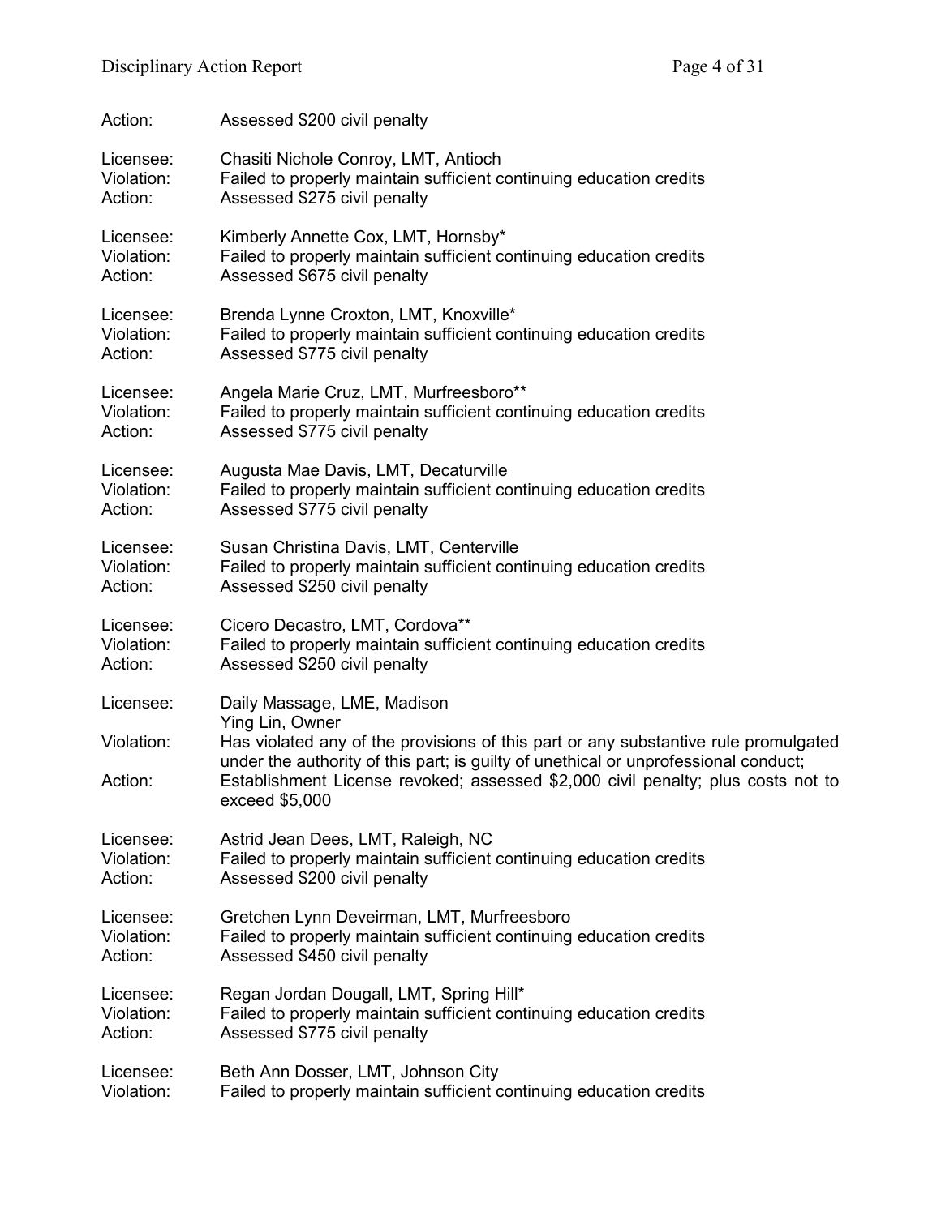Action: Assessed $200 civil penalty

Licensee: Chasiti Nichole Conroy, LMT, Antioch
Violation: Failed to properly maintain sufficient continuing education credits
Action: Assessed $275 civil penalty

Licensee: Kimberly Annette Cox, LMT, Hornsby*
Violation: Failed to properly maintain sufficient continuing education credits
Action: Assessed $675 civil penalty

Licensee: Brenda Lynne Croxton, LMT, Knoxville*
Violation: Failed to properly maintain sufficient continuing education credits
Action: Assessed $775 civil penalty

Licensee: Angela Marie Cruz, LMT, Murfreesboro**
Violation: Failed to properly maintain sufficient continuing education credits
Action: Assessed $775 civil penalty

Licensee: Augusta Mae Davis, LMT, Decaturville
Violation: Failed to properly maintain sufficient continuing education credits
Action: Assessed $775 civil penalty

Licensee: Susan Christina Davis, LMT, Centerville
Violation: Failed to properly maintain sufficient continuing education credits
Action: Assessed $250 civil penalty

Licensee: Cicero Decastro, LMT, Cordova**
Violation: Failed to properly maintain sufficient continuing education credits
Action: Assessed $250 civil penalty

Licensee: Daily Massage, LME, Madison
Ying Lin, Owner
Violation: Has violated any of the provisions of this part or any substantive rule promulgated under the authority of this part; is guilty of unethical or unprofessional conduct;
Action: Establishment License revoked; assessed $2,000 civil penalty; plus costs not to exceed $5,000

Licensee: Astrid Jean Dees, LMT, Raleigh, NC
Violation: Failed to properly maintain sufficient continuing education credits
Action: Assessed $200 civil penalty

Licensee: Gretchen Lynn Deveirman, LMT, Murfreesboro
Violation: Failed to properly maintain sufficient continuing education credits
Action: Assessed $450 civil penalty

Licensee: Regan Jordan Dougall, LMT, Spring Hill*
Violation: Failed to properly maintain sufficient continuing education credits
Action: Assessed $775 civil penalty

Licensee: Beth Ann Dosser, LMT, Johnson City
Violation: Failed to properly maintain sufficient continuing education credits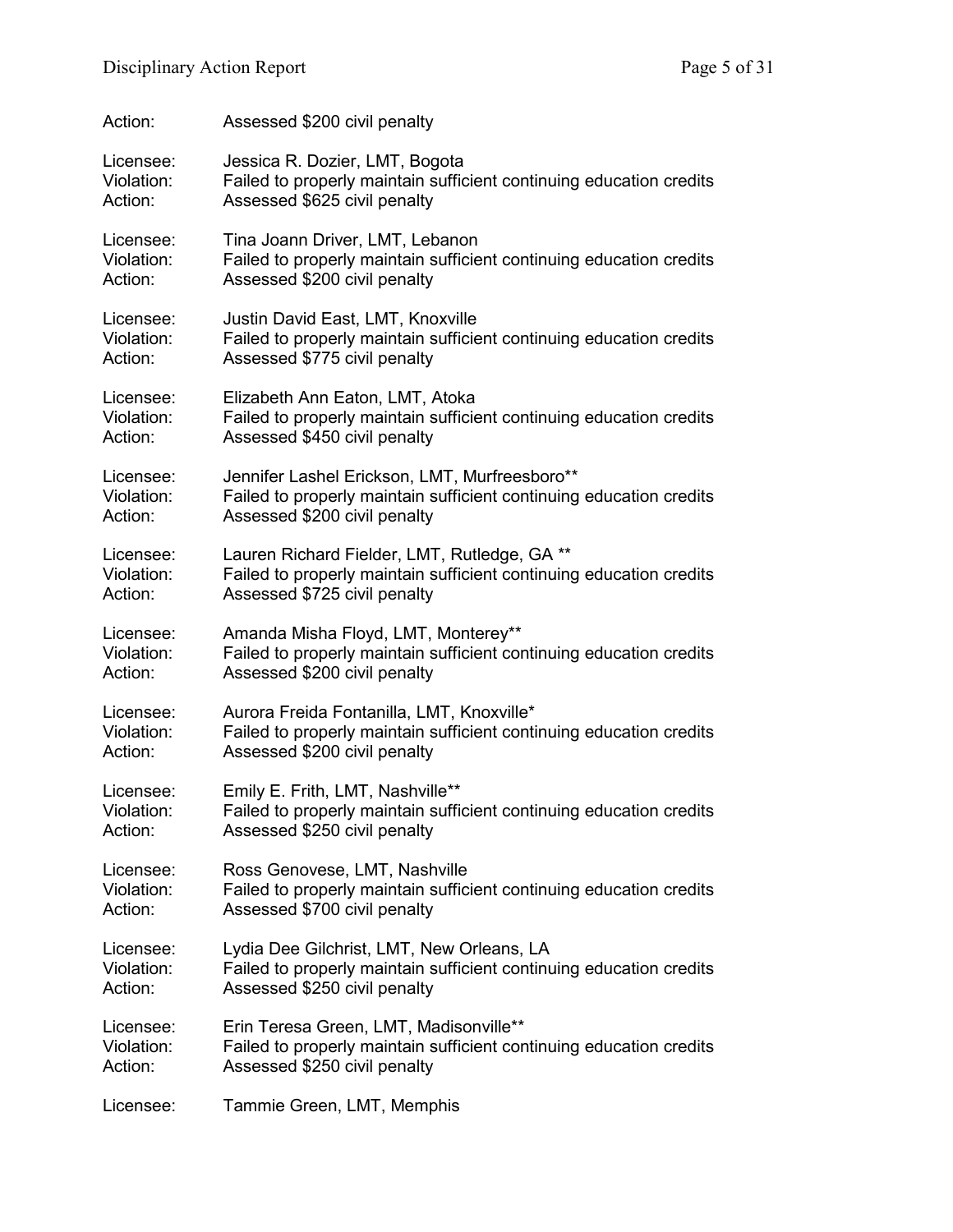Action: Assessed $200 civil penalty

Licensee: Jessica R. Dozier, LMT, Bogota
Violation: Failed to properly maintain sufficient continuing education credits
Action: Assessed $625 civil penalty

Licensee: Tina Joann Driver, LMT, Lebanon
Violation: Failed to properly maintain sufficient continuing education credits
Action: Assessed $200 civil penalty

Licensee: Justin David East, LMT, Knoxville
Violation: Failed to properly maintain sufficient continuing education credits
Action: Assessed $775 civil penalty

Licensee: Elizabeth Ann Eaton, LMT, Atoka
Violation: Failed to properly maintain sufficient continuing education credits
Action: Assessed $450 civil penalty

Licensee: Jennifer Lashel Erickson, LMT, Murfreesboro**
Violation: Failed to properly maintain sufficient continuing education credits
Action: Assessed $200 civil penalty

Licensee: Lauren Richard Fielder, LMT, Rutledge, GA **
Violation: Failed to properly maintain sufficient continuing education credits
Action: Assessed $725 civil penalty

Licensee: Amanda Misha Floyd, LMT, Monterey**
Violation: Failed to properly maintain sufficient continuing education credits
Action: Assessed $200 civil penalty

Licensee: Aurora Freida Fontanilla, LMT, Knoxville*
Violation: Failed to properly maintain sufficient continuing education credits
Action: Assessed $200 civil penalty

Licensee: Emily E. Frith, LMT, Nashville**
Violation: Failed to properly maintain sufficient continuing education credits
Action: Assessed $250 civil penalty

Licensee: Ross Genovese, LMT, Nashville
Violation: Failed to properly maintain sufficient continuing education credits
Action: Assessed $700 civil penalty

Licensee: Lydia Dee Gilchrist, LMT, New Orleans, LA
Violation: Failed to properly maintain sufficient continuing education credits
Action: Assessed $250 civil penalty

Licensee: Erin Teresa Green, LMT, Madisonville**
Violation: Failed to properly maintain sufficient continuing education credits
Action: Assessed $250 civil penalty

Licensee: Tammie Green, LMT, Memphis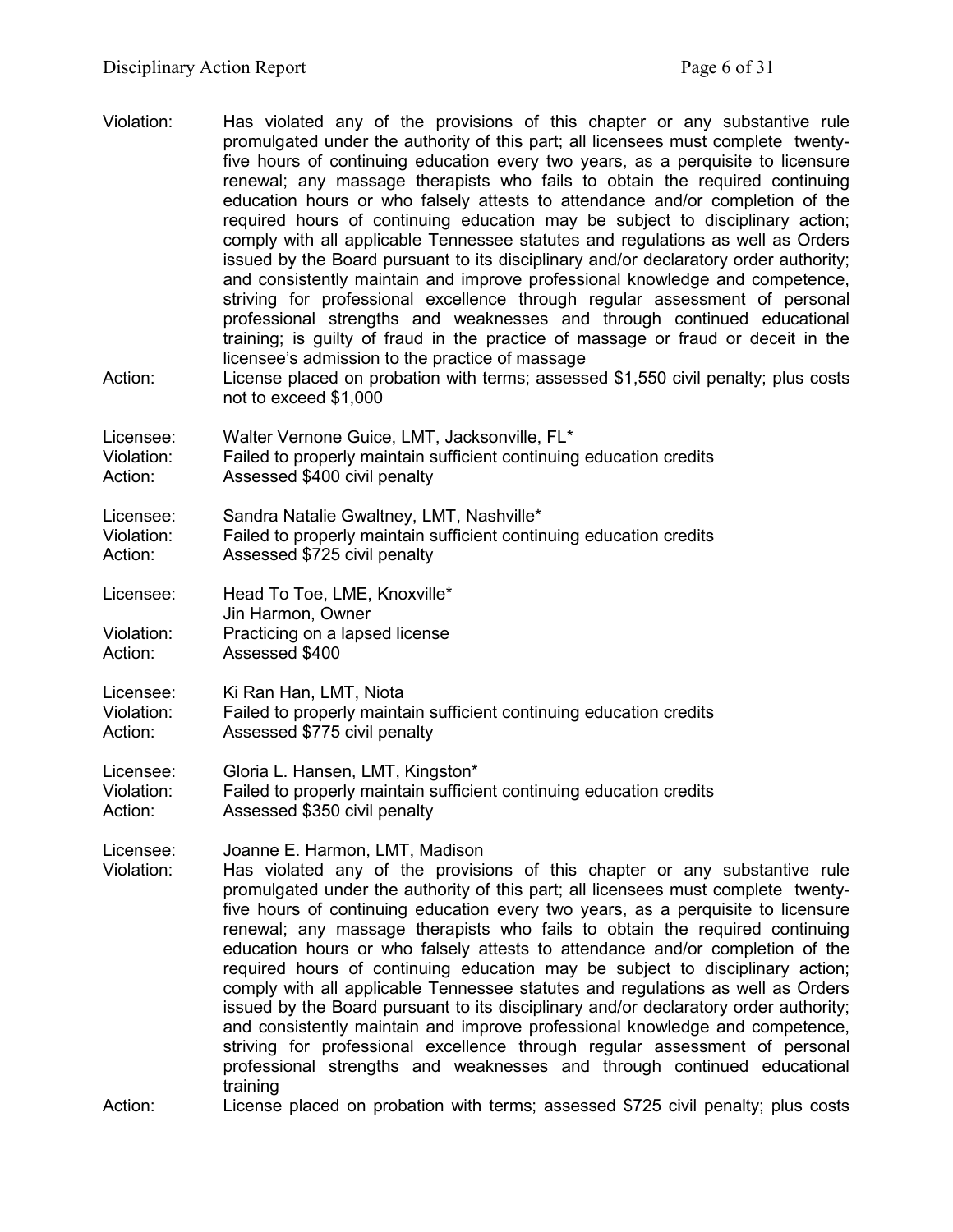Violation: Has violated any of the provisions of this chapter or any substantive rule promulgated under the authority of this part; all licensees must complete twenty-five hours of continuing education every two years, as a perquisite to licensure renewal; any massage therapists who fails to obtain the required continuing education hours or who falsely attests to attendance and/or completion of the required hours of continuing education may be subject to disciplinary action; comply with all applicable Tennessee statutes and regulations as well as Orders issued by the Board pursuant to its disciplinary and/or declaratory order authority; and consistently maintain and improve professional knowledge and competence, striving for professional excellence through regular assessment of personal professional strengths and weaknesses and through continued educational training; is guilty of fraud in the practice of massage or fraud or deceit in the licensee's admission to the practice of massage
Action: License placed on probation with terms; assessed $1,550 civil penalty; plus costs not to exceed $1,000

Licensee: Walter Vernone Guice, LMT, Jacksonville, FL*
Violation: Failed to properly maintain sufficient continuing education credits
Action: Assessed $400 civil penalty

Licensee: Sandra Natalie Gwaltney, LMT, Nashville*
Violation: Failed to properly maintain sufficient continuing education credits
Action: Assessed $725 civil penalty

Licensee: Head To Toe, LME, Knoxville*
Jin Harmon, Owner
Violation: Practicing on a lapsed license
Action: Assessed $400

Licensee: Ki Ran Han, LMT, Niota
Violation: Failed to properly maintain sufficient continuing education credits
Action: Assessed $775 civil penalty

Licensee: Gloria L. Hansen, LMT, Kingston*
Violation: Failed to properly maintain sufficient continuing education credits
Action: Assessed $350 civil penalty

Licensee: Joanne E. Harmon, LMT, Madison
Violation: Has violated any of the provisions of this chapter or any substantive rule promulgated under the authority of this part; all licensees must complete twenty-five hours of continuing education every two years, as a perquisite to licensure renewal; any massage therapists who fails to obtain the required continuing education hours or who falsely attests to attendance and/or completion of the required hours of continuing education may be subject to disciplinary action; comply with all applicable Tennessee statutes and regulations as well as Orders issued by the Board pursuant to its disciplinary and/or declaratory order authority; and consistently maintain and improve professional knowledge and competence, striving for professional excellence through regular assessment of personal professional strengths and weaknesses and through continued educational training
Action: License placed on probation with terms; assessed $725 civil penalty; plus costs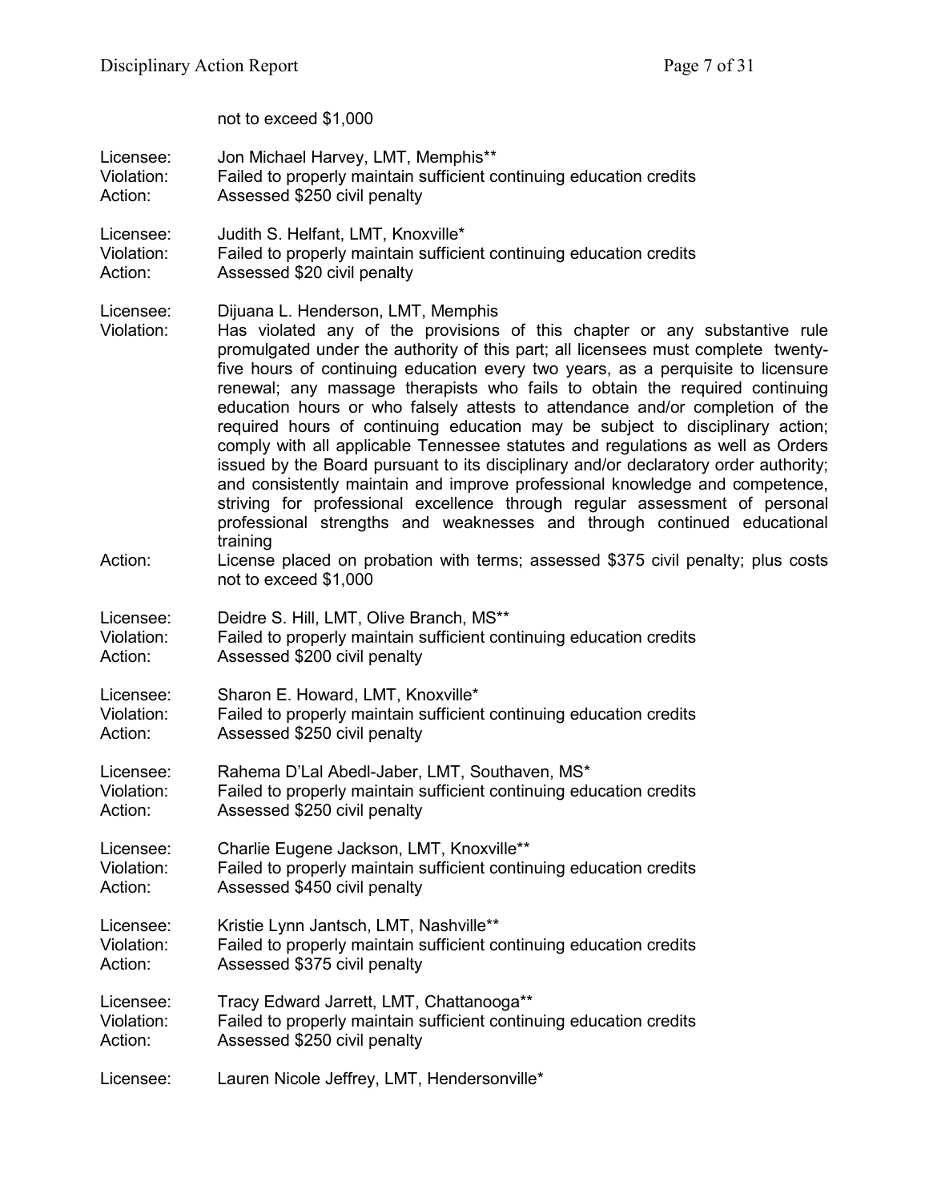not to exceed $1,000

Licensee: Jon Michael Harvey, LMT, Memphis**
Violation: Failed to properly maintain sufficient continuing education credits
Action: Assessed $250 civil penalty

Licensee: Judith S. Helfant, LMT, Knoxville*
Violation: Failed to properly maintain sufficient continuing education credits
Action: Assessed $20 civil penalty

Licensee: Dijuana L. Henderson, LMT, Memphis
Violation: Has violated any of the provisions of this chapter or any substantive rule promulgated under the authority of this part; all licensees must complete twenty-five hours of continuing education every two years, as a perquisite to licensure renewal; any massage therapists who fails to obtain the required continuing education hours or who falsely attests to attendance and/or completion of the required hours of continuing education may be subject to disciplinary action; comply with all applicable Tennessee statutes and regulations as well as Orders issued by the Board pursuant to its disciplinary and/or declaratory order authority; and consistently maintain and improve professional knowledge and competence, striving for professional excellence through regular assessment of personal professional strengths and weaknesses and through continued educational training
Action: License placed on probation with terms; assessed $375 civil penalty; plus costs not to exceed $1,000

Licensee: Deidre S. Hill, LMT, Olive Branch, MS**
Violation: Failed to properly maintain sufficient continuing education credits
Action: Assessed $200 civil penalty

Licensee: Sharon E. Howard, LMT, Knoxville*
Violation: Failed to properly maintain sufficient continuing education credits
Action: Assessed $250 civil penalty

Licensee: Rahema D'Lal Abedl-Jaber, LMT, Southaven, MS*
Violation: Failed to properly maintain sufficient continuing education credits
Action: Assessed $250 civil penalty

Licensee: Charlie Eugene Jackson, LMT, Knoxville**
Violation: Failed to properly maintain sufficient continuing education credits
Action: Assessed $450 civil penalty

Licensee: Kristie Lynn Jantsch, LMT, Nashville**
Violation: Failed to properly maintain sufficient continuing education credits
Action: Assessed $375 civil penalty

Licensee: Tracy Edward Jarrett, LMT, Chattanooga**
Violation: Failed to properly maintain sufficient continuing education credits
Action: Assessed $250 civil penalty

Licensee: Lauren Nicole Jeffrey, LMT, Hendersonville*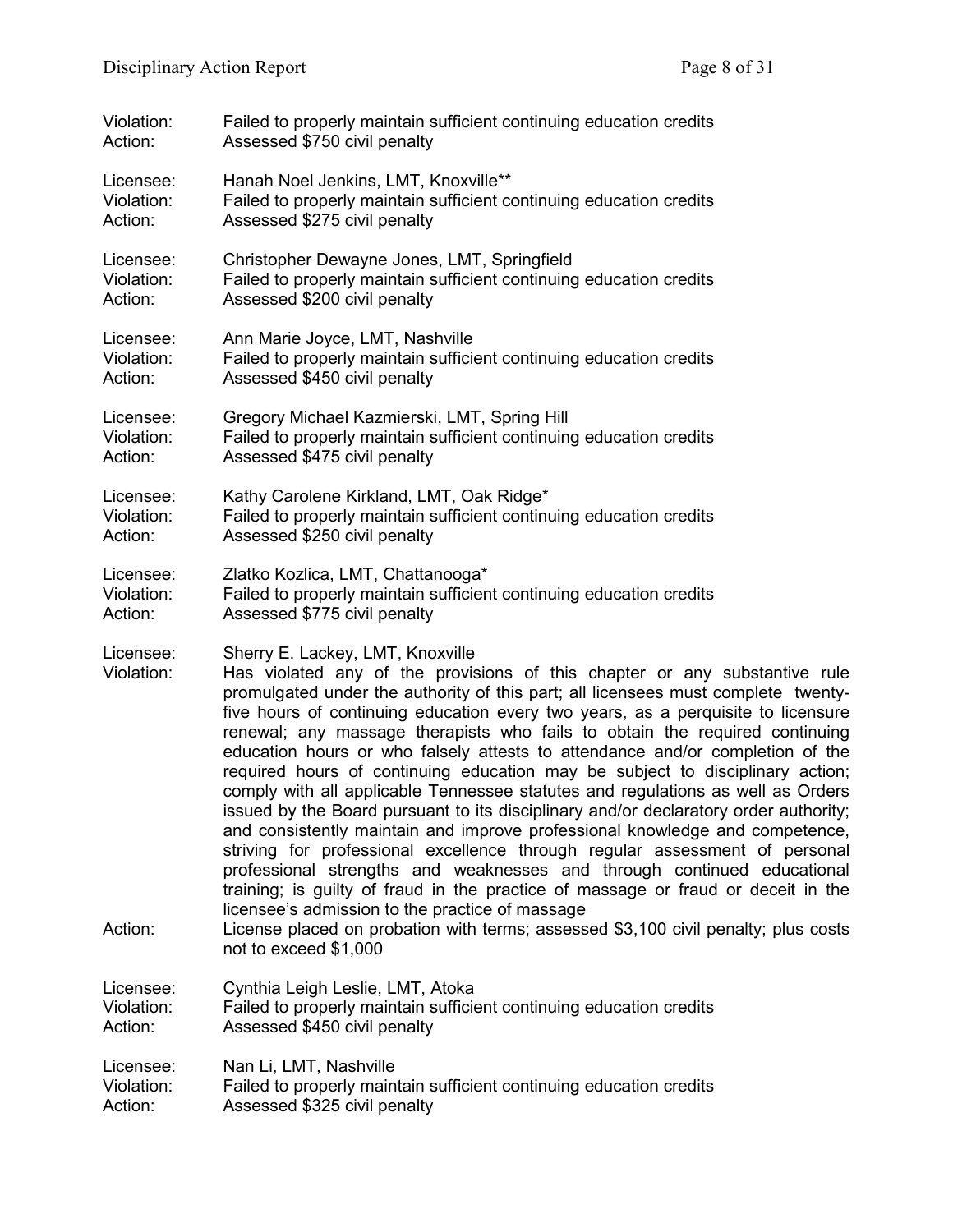Violation: Failed to properly maintain sufficient continuing education credits
Action: Assessed $750 civil penalty

Licensee: Hanah Noel Jenkins, LMT, Knoxville**
Violation: Failed to properly maintain sufficient continuing education credits
Action: Assessed $275 civil penalty

Licensee: Christopher Dewayne Jones, LMT, Springfield
Violation: Failed to properly maintain sufficient continuing education credits
Action: Assessed $200 civil penalty

Licensee: Ann Marie Joyce, LMT, Nashville
Violation: Failed to properly maintain sufficient continuing education credits
Action: Assessed $450 civil penalty

Licensee: Gregory Michael Kazmierski, LMT, Spring Hill
Violation: Failed to properly maintain sufficient continuing education credits
Action: Assessed $475 civil penalty

Licensee: Kathy Carolene Kirkland, LMT, Oak Ridge*
Violation: Failed to properly maintain sufficient continuing education credits
Action: Assessed $250 civil penalty

Licensee: Zlatko Kozlica, LMT, Chattanooga*
Violation: Failed to properly maintain sufficient continuing education credits
Action: Assessed $775 civil penalty

Licensee: Sherry E. Lackey, LMT, Knoxville
Violation: Has violated any of the provisions of this chapter or any substantive rule promulgated under the authority of this part; all licensees must complete twenty-five hours of continuing education every two years, as a perquisite to licensure renewal; any massage therapists who fails to obtain the required continuing education hours or who falsely attests to attendance and/or completion of the required hours of continuing education may be subject to disciplinary action; comply with all applicable Tennessee statutes and regulations as well as Orders issued by the Board pursuant to its disciplinary and/or declaratory order authority; and consistently maintain and improve professional knowledge and competence, striving for professional excellence through regular assessment of personal professional strengths and weaknesses and through continued educational training; is guilty of fraud in the practice of massage or fraud or deceit in the licensee's admission to the practice of massage
Action: License placed on probation with terms; assessed $3,100 civil penalty; plus costs not to exceed $1,000

Licensee: Cynthia Leigh Leslie, LMT, Atoka
Violation: Failed to properly maintain sufficient continuing education credits
Action: Assessed $450 civil penalty

Licensee: Nan Li, LMT, Nashville
Violation: Failed to properly maintain sufficient continuing education credits
Action: Assessed $325 civil penalty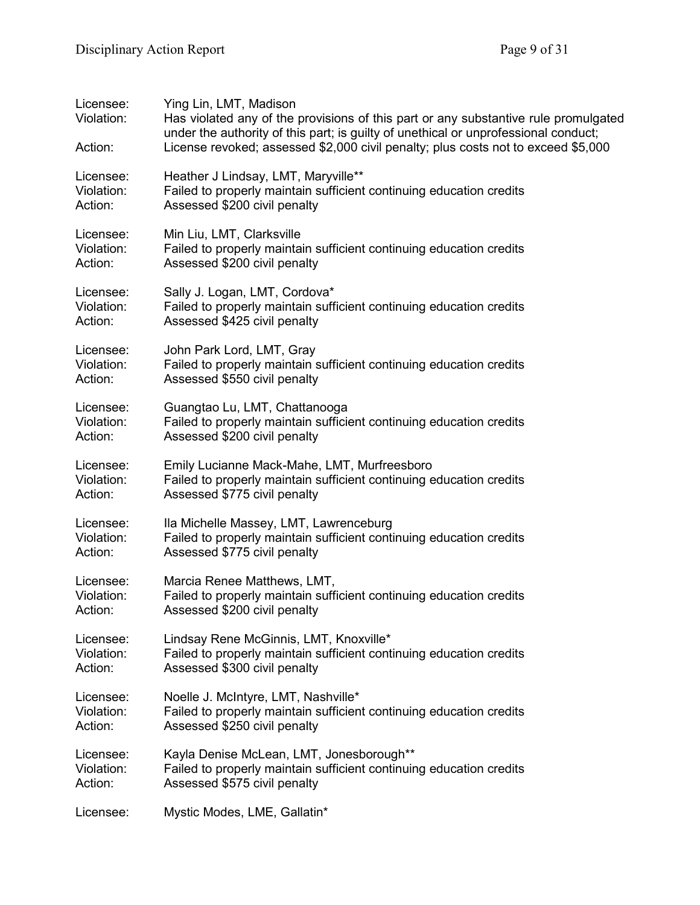Licensee: Ying Lin, LMT, Madison
Violation: Has violated any of the provisions of this part or any substantive rule promulgated under the authority of this part; is guilty of unethical or unprofessional conduct;
Action: License revoked; assessed $2,000 civil penalty; plus costs not to exceed $5,000

Licensee: Heather J Lindsay, LMT, Maryville**
Violation: Failed to properly maintain sufficient continuing education credits
Action: Assessed $200 civil penalty

Licensee: Min Liu, LMT, Clarksville
Violation: Failed to properly maintain sufficient continuing education credits
Action: Assessed $200 civil penalty

Licensee: Sally J. Logan, LMT, Cordova*
Violation: Failed to properly maintain sufficient continuing education credits
Action: Assessed $425 civil penalty

Licensee: John Park Lord, LMT, Gray
Violation: Failed to properly maintain sufficient continuing education credits
Action: Assessed $550 civil penalty

Licensee: Guangtao Lu, LMT, Chattanooga
Violation: Failed to properly maintain sufficient continuing education credits
Action: Assessed $200 civil penalty

Licensee: Emily Lucianne Mack-Mahe, LMT, Murfreesboro
Violation: Failed to properly maintain sufficient continuing education credits
Action: Assessed $775 civil penalty

Licensee: Ila Michelle Massey, LMT, Lawrenceburg
Violation: Failed to properly maintain sufficient continuing education credits
Action: Assessed $775 civil penalty

Licensee: Marcia Renee Matthews, LMT,
Violation: Failed to properly maintain sufficient continuing education credits
Action: Assessed $200 civil penalty

Licensee: Lindsay Rene McGinnis, LMT, Knoxville*
Violation: Failed to properly maintain sufficient continuing education credits
Action: Assessed $300 civil penalty

Licensee: Noelle J. McIntyre, LMT, Nashville*
Violation: Failed to properly maintain sufficient continuing education credits
Action: Assessed $250 civil penalty

Licensee: Kayla Denise McLean, LMT, Jonesborough**
Violation: Failed to properly maintain sufficient continuing education credits
Action: Assessed $575 civil penalty

Licensee: Mystic Modes, LME, Gallatin*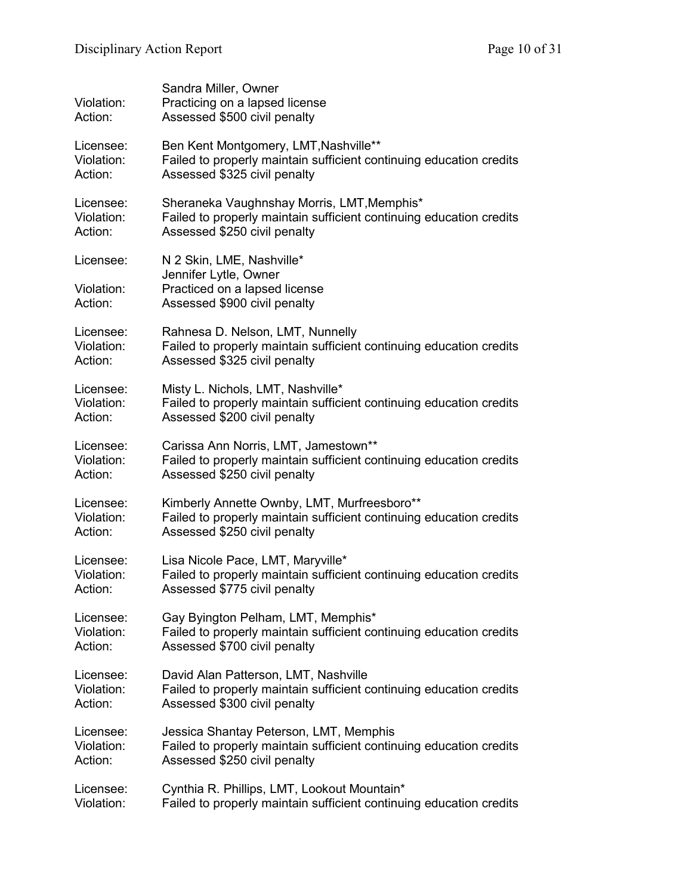Sandra Miller, Owner
Violation: Practicing on a lapsed license
Action: Assessed $500 civil penalty

Licensee: Ben Kent Montgomery, LMT,Nashville**
Violation: Failed to properly maintain sufficient continuing education credits
Action: Assessed $325 civil penalty

Licensee: Sheraneka Vaughnshay Morris, LMT,Memphis*
Violation: Failed to properly maintain sufficient continuing education credits
Action: Assessed $250 civil penalty

Licensee: N 2 Skin, LME, Nashville*
Jennifer Lytle, Owner
Violation: Practiced on a lapsed license
Action: Assessed $900 civil penalty

Licensee: Rahnesa D. Nelson, LMT, Nunnelly
Violation: Failed to properly maintain sufficient continuing education credits
Action: Assessed $325 civil penalty

Licensee: Misty L. Nichols, LMT, Nashville*
Violation: Failed to properly maintain sufficient continuing education credits
Action: Assessed $200 civil penalty

Licensee: Carissa Ann Norris, LMT, Jamestown**
Violation: Failed to properly maintain sufficient continuing education credits
Action: Assessed $250 civil penalty

Licensee: Kimberly Annette Ownby, LMT, Murfreesboro**
Violation: Failed to properly maintain sufficient continuing education credits
Action: Assessed $250 civil penalty

Licensee: Lisa Nicole Pace, LMT, Maryville*
Violation: Failed to properly maintain sufficient continuing education credits
Action: Assessed $775 civil penalty

Licensee: Gay Byington Pelham, LMT, Memphis*
Violation: Failed to properly maintain sufficient continuing education credits
Action: Assessed $700 civil penalty

Licensee: David Alan Patterson, LMT, Nashville
Violation: Failed to properly maintain sufficient continuing education credits
Action: Assessed $300 civil penalty

Licensee: Jessica Shantay Peterson, LMT, Memphis
Violation: Failed to properly maintain sufficient continuing education credits
Action: Assessed $250 civil penalty

Licensee: Cynthia R. Phillips, LMT, Lookout Mountain*
Violation: Failed to properly maintain sufficient continuing education credits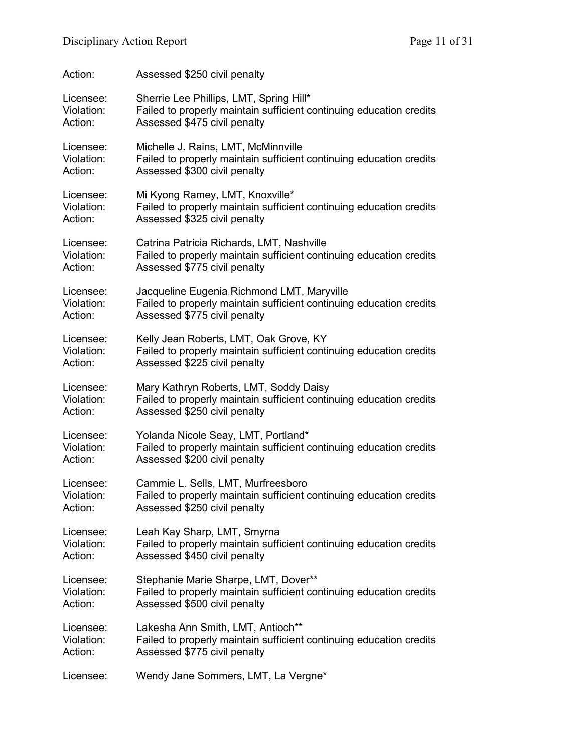Action: Assessed $250 civil penalty

Licensee: Sherrie Lee Phillips, LMT, Spring Hill*
Violation: Failed to properly maintain sufficient continuing education credits
Action: Assessed $475 civil penalty

Licensee: Michelle J. Rains, LMT, McMinnville
Violation: Failed to properly maintain sufficient continuing education credits
Action: Assessed $300 civil penalty

Licensee: Mi Kyong Ramey, LMT, Knoxville*
Violation: Failed to properly maintain sufficient continuing education credits
Action: Assessed $325 civil penalty

Licensee: Catrina Patricia Richards, LMT, Nashville
Violation: Failed to properly maintain sufficient continuing education credits
Action: Assessed $775 civil penalty

Licensee: Jacqueline Eugenia Richmond LMT, Maryville
Violation: Failed to properly maintain sufficient continuing education credits
Action: Assessed $775 civil penalty

Licensee: Kelly Jean Roberts, LMT, Oak Grove, KY
Violation: Failed to properly maintain sufficient continuing education credits
Action: Assessed $225 civil penalty

Licensee: Mary Kathryn Roberts, LMT, Soddy Daisy
Violation: Failed to properly maintain sufficient continuing education credits
Action: Assessed $250 civil penalty

Licensee: Yolanda Nicole Seay, LMT, Portland*
Violation: Failed to properly maintain sufficient continuing education credits
Action: Assessed $200 civil penalty

Licensee: Cammie L. Sells, LMT, Murfreesboro
Violation: Failed to properly maintain sufficient continuing education credits
Action: Assessed $250 civil penalty

Licensee: Leah Kay Sharp, LMT, Smyrna
Violation: Failed to properly maintain sufficient continuing education credits
Action: Assessed $450 civil penalty

Licensee: Stephanie Marie Sharpe, LMT, Dover**
Violation: Failed to properly maintain sufficient continuing education credits
Action: Assessed $500 civil penalty

Licensee: Lakesha Ann Smith, LMT, Antioch**
Violation: Failed to properly maintain sufficient continuing education credits
Action: Assessed $775 civil penalty

Licensee: Wendy Jane Sommers, LMT, La Vergne*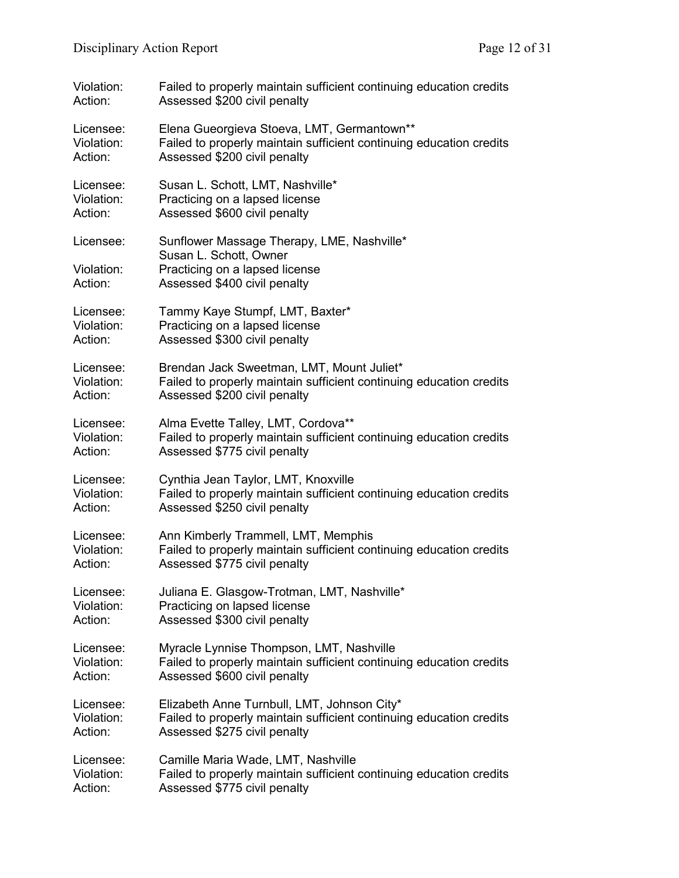Violation: Failed to properly maintain sufficient continuing education credits
Action: Assessed $200 civil penalty

Licensee: Elena Gueorgieva Stoeva, LMT, Germantown**
Violation: Failed to properly maintain sufficient continuing education credits
Action: Assessed $200 civil penalty

Licensee: Susan L. Schott, LMT, Nashville*
Violation: Practicing on a lapsed license
Action: Assessed $600 civil penalty

Licensee: Sunflower Massage Therapy, LME, Nashville*
Susan L. Schott, Owner
Violation: Practicing on a lapsed license
Action: Assessed $400 civil penalty

Licensee: Tammy Kaye Stumpf, LMT, Baxter*
Violation: Practicing on a lapsed license
Action: Assessed $300 civil penalty

Licensee: Brendan Jack Sweetman, LMT, Mount Juliet*
Violation: Failed to properly maintain sufficient continuing education credits
Action: Assessed $200 civil penalty

Licensee: Alma Evette Talley, LMT, Cordova**
Violation: Failed to properly maintain sufficient continuing education credits
Action: Assessed $775 civil penalty

Licensee: Cynthia Jean Taylor, LMT, Knoxville
Violation: Failed to properly maintain sufficient continuing education credits
Action: Assessed $250 civil penalty

Licensee: Ann Kimberly Trammell, LMT, Memphis
Violation: Failed to properly maintain sufficient continuing education credits
Action: Assessed $775 civil penalty

Licensee: Juliana E. Glasgow-Trotman, LMT, Nashville*
Violation: Practicing on lapsed license
Action: Assessed $300 civil penalty

Licensee: Myracle Lynnise Thompson, LMT, Nashville
Violation: Failed to properly maintain sufficient continuing education credits
Action: Assessed $600 civil penalty

Licensee: Elizabeth Anne Turnbull, LMT, Johnson City*
Violation: Failed to properly maintain sufficient continuing education credits
Action: Assessed $275 civil penalty

Licensee: Camille Maria Wade, LMT, Nashville
Violation: Failed to properly maintain sufficient continuing education credits
Action: Assessed $775 civil penalty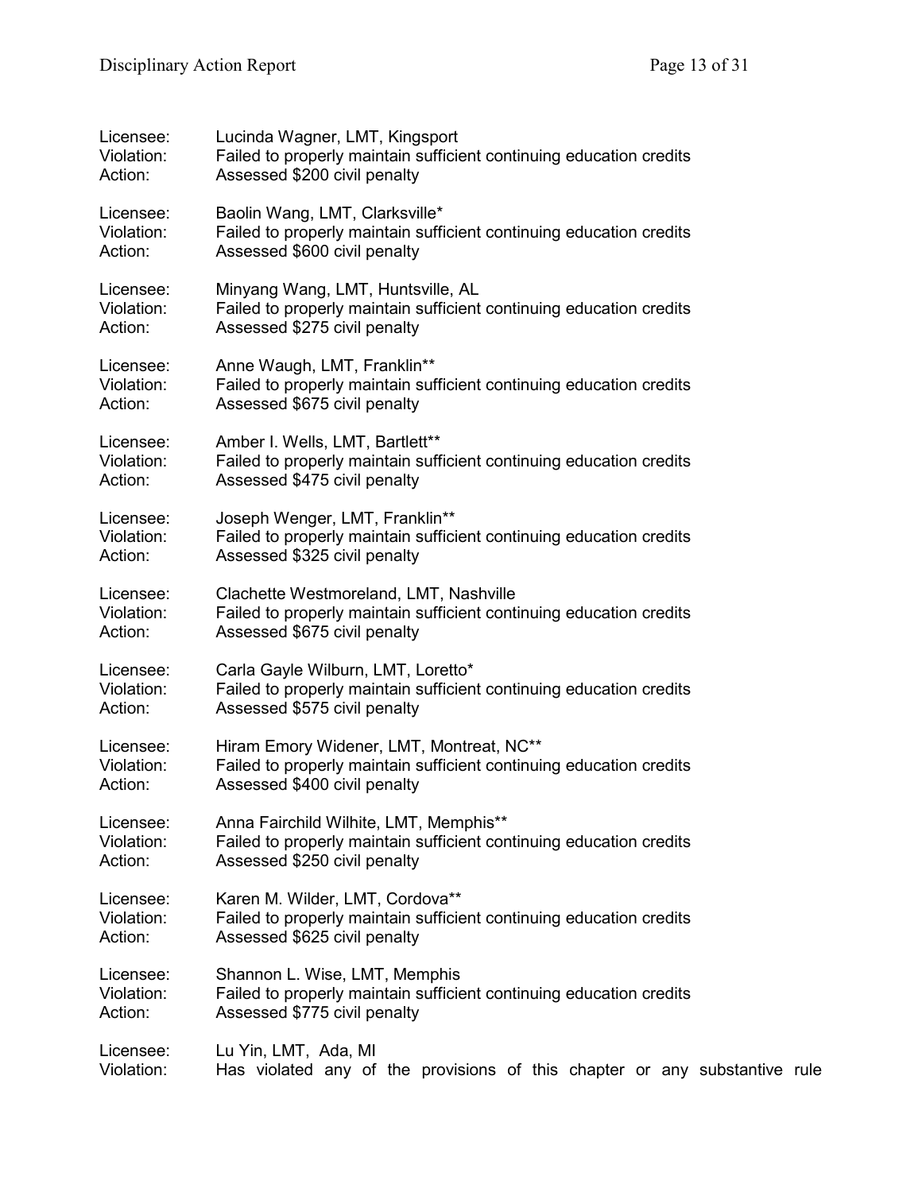Licensee: Lucinda Wagner, LMT, Kingsport
Violation: Failed to properly maintain sufficient continuing education credits
Action: Assessed $200 civil penalty

Licensee: Baolin Wang, LMT, Clarksville*
Violation: Failed to properly maintain sufficient continuing education credits
Action: Assessed $600 civil penalty

Licensee: Minyang Wang, LMT, Huntsville, AL
Violation: Failed to properly maintain sufficient continuing education credits
Action: Assessed $275 civil penalty

Licensee: Anne Waugh, LMT, Franklin**
Violation: Failed to properly maintain sufficient continuing education credits
Action: Assessed $675 civil penalty

Licensee: Amber I. Wells, LMT, Bartlett**
Violation: Failed to properly maintain sufficient continuing education credits
Action: Assessed $475 civil penalty

Licensee: Joseph Wenger, LMT, Franklin**
Violation: Failed to properly maintain sufficient continuing education credits
Action: Assessed $325 civil penalty

Licensee: Clachette Westmoreland, LMT, Nashville
Violation: Failed to properly maintain sufficient continuing education credits
Action: Assessed $675 civil penalty

Licensee: Carla Gayle Wilburn, LMT, Loretto*
Violation: Failed to properly maintain sufficient continuing education credits
Action: Assessed $575 civil penalty

Licensee: Hiram Emory Widener, LMT, Montreat, NC**
Violation: Failed to properly maintain sufficient continuing education credits
Action: Assessed $400 civil penalty

Licensee: Anna Fairchild Wilhite, LMT, Memphis**
Violation: Failed to properly maintain sufficient continuing education credits
Action: Assessed $250 civil penalty

Licensee: Karen M. Wilder, LMT, Cordova**
Violation: Failed to properly maintain sufficient continuing education credits
Action: Assessed $625 civil penalty

Licensee: Shannon L. Wise, LMT, Memphis
Violation: Failed to properly maintain sufficient continuing education credits
Action: Assessed $775 civil penalty

Licensee: Lu Yin, LMT, Ada, MI
Violation: Has violated any of the provisions of this chapter or any substantive rule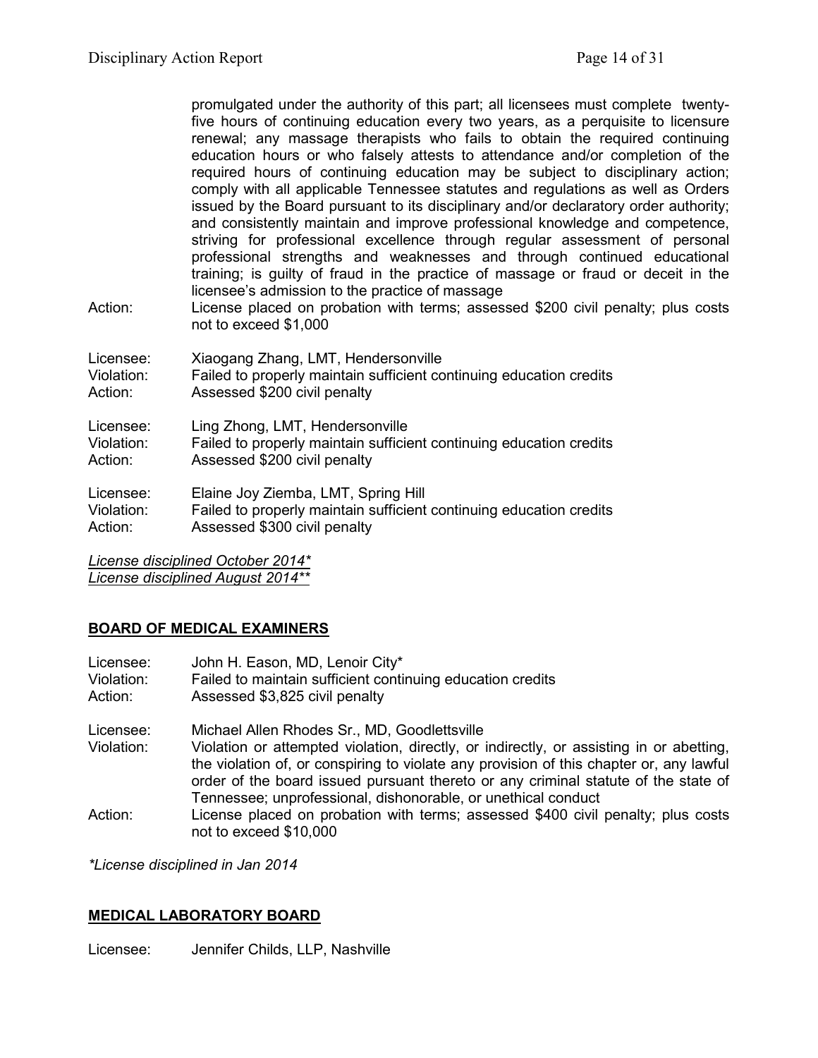promulgated under the authority of this part; all licensees must complete twenty-five hours of continuing education every two years, as a perquisite to licensure renewal; any massage therapists who fails to obtain the required continuing education hours or who falsely attests to attendance and/or completion of the required hours of continuing education may be subject to disciplinary action; comply with all applicable Tennessee statutes and regulations as well as Orders issued by the Board pursuant to its disciplinary and/or declaratory order authority; and consistently maintain and improve professional knowledge and competence, striving for professional excellence through regular assessment of personal professional strengths and weaknesses and through continued educational training; is guilty of fraud in the practice of massage or fraud or deceit in the licensee's admission to the practice of massage

Action: License placed on probation with terms; assessed $200 civil penalty; plus costs not to exceed $1,000

Licensee: Xiaogang Zhang, LMT, Hendersonville
Violation: Failed to properly maintain sufficient continuing education credits
Action: Assessed $200 civil penalty

Licensee: Ling Zhong, LMT, Hendersonville
Violation: Failed to properly maintain sufficient continuing education credits
Action: Assessed $200 civil penalty

Licensee: Elaine Joy Ziemba, LMT, Spring Hill
Violation: Failed to properly maintain sufficient continuing education credits
Action: Assessed $300 civil penalty

*License disciplined October 2014**
*License disciplined August 2014***

## BOARD OF MEDICAL EXAMINERS

Licensee: John H. Eason, MD, Lenoir City*
Violation: Failed to maintain sufficient continuing education credits
Action: Assessed $3,825 civil penalty

Licensee: Michael Allen Rhodes Sr., MD, Goodlettsville
Violation: Violation or attempted violation, directly, or indirectly, or assisting in or abetting, the violation of, or conspiring to violate any provision of this chapter or, any lawful order of the board issued pursuant thereto or any criminal statute of the state of Tennessee; unprofessional, dishonorable, or unethical conduct
Action: License placed on probation with terms; assessed $400 civil penalty; plus costs not to exceed $10,000

*\*License disciplined in Jan 2014*

## MEDICAL LABORATORY BOARD

Licensee: Jennifer Childs, LLP, Nashville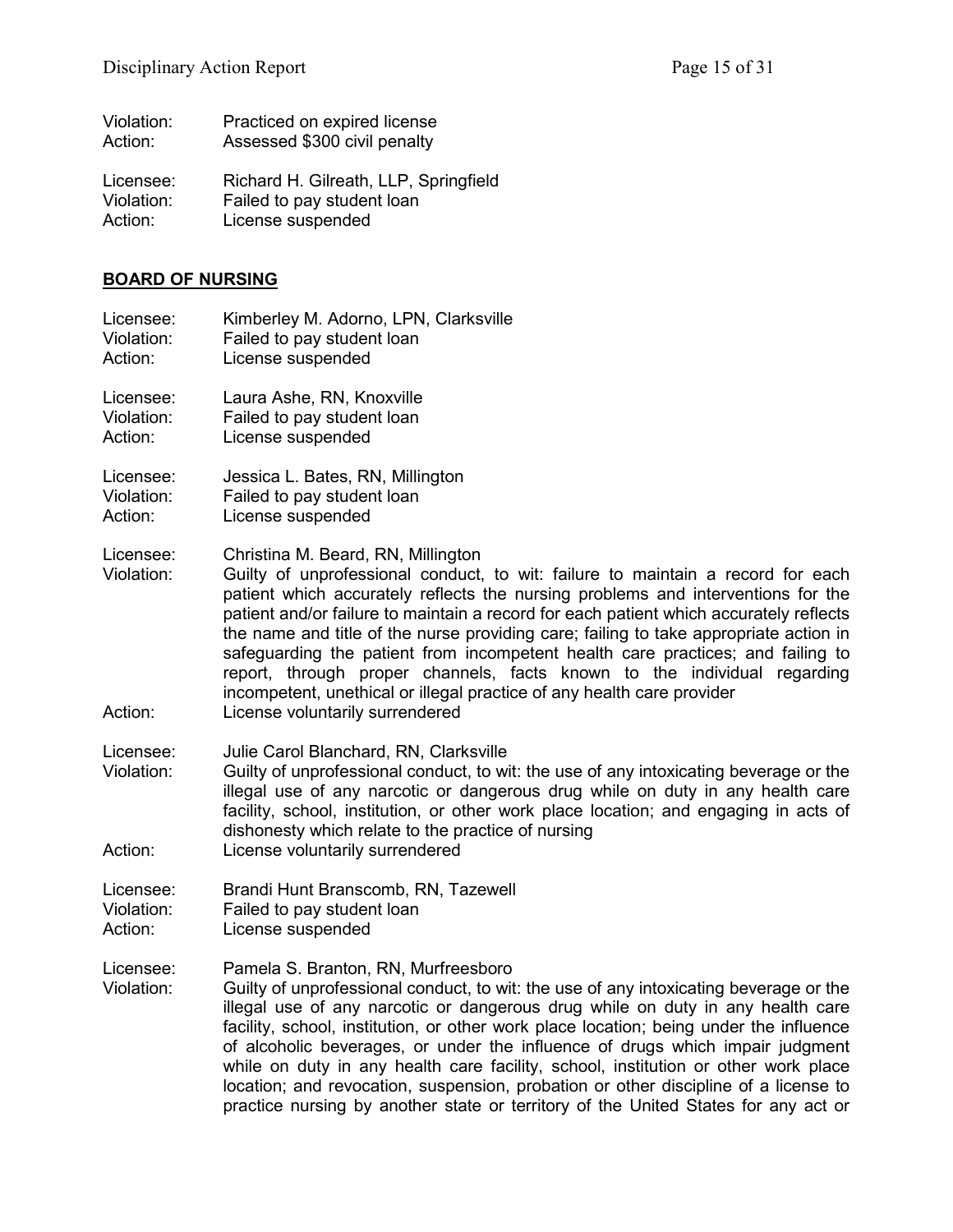Violation: Practiced on expired license
Action: Assessed $300 civil penalty

Licensee: Richard H. Gilreath, LLP, Springfield
Violation: Failed to pay student loan
Action: License suspended

## BOARD OF NURSING

Licensee: Kimberley M. Adorno, LPN, Clarksville
Violation: Failed to pay student loan
Action: License suspended

Licensee: Laura Ashe, RN, Knoxville
Violation: Failed to pay student loan
Action: License suspended

Licensee: Jessica L. Bates, RN, Millington
Violation: Failed to pay student loan
Action: License suspended

Licensee: Christina M. Beard, RN, Millington
Violation: Guilty of unprofessional conduct, to wit: failure to maintain a record for each patient which accurately reflects the nursing problems and interventions for the patient and/or failure to maintain a record for each patient which accurately reflects the name and title of the nurse providing care; failing to take appropriate action in safeguarding the patient from incompetent health care practices; and failing to report, through proper channels, facts known to the individual regarding incompetent, unethical or illegal practice of any health care provider
Action: License voluntarily surrendered

Licensee: Julie Carol Blanchard, RN, Clarksville
Violation: Guilty of unprofessional conduct, to wit: the use of any intoxicating beverage or the illegal use of any narcotic or dangerous drug while on duty in any health care facility, school, institution, or other work place location; and engaging in acts of dishonesty which relate to the practice of nursing
Action: License voluntarily surrendered

Licensee: Brandi Hunt Branscomb, RN, Tazewell
Violation: Failed to pay student loan
Action: License suspended

Licensee: Pamela S. Branton, RN, Murfreesboro
Violation: Guilty of unprofessional conduct, to wit: the use of any intoxicating beverage or the illegal use of any narcotic or dangerous drug while on duty in any health care facility, school, institution, or other work place location; being under the influence of alcoholic beverages, or under the influence of drugs which impair judgment while on duty in any health care facility, school, institution or other work place location; and revocation, suspension, probation or other discipline of a license to practice nursing by another state or territory of the United States for any act or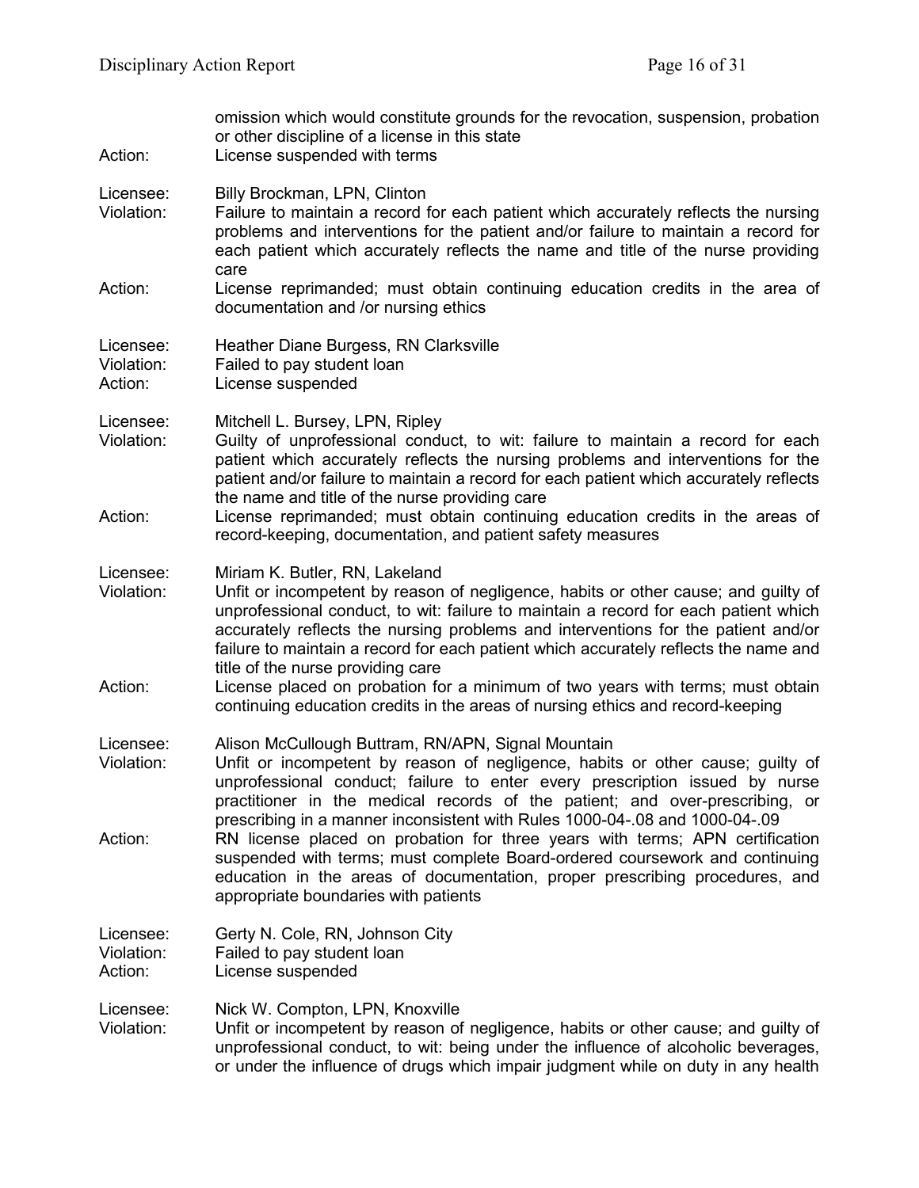omission which would constitute grounds for the revocation, suspension, probation or other discipline of a license in this state

Action: License suspended with terms

Licensee: Billy Brockman, LPN, Clinton

Violation: Failure to maintain a record for each patient which accurately reflects the nursing problems and interventions for the patient and/or failure to maintain a record for each patient which accurately reflects the name and title of the nurse providing care

Action: License reprimanded; must obtain continuing education credits in the area of documentation and /or nursing ethics

Licensee: Heather Diane Burgess, RN Clarksville

Violation: Failed to pay student loan

Action: License suspended

Licensee: Mitchell L. Bursey, LPN, Ripley

Violation: Guilty of unprofessional conduct, to wit: failure to maintain a record for each patient which accurately reflects the nursing problems and interventions for the patient and/or failure to maintain a record for each patient which accurately reflects the name and title of the nurse providing care

Action: License reprimanded; must obtain continuing education credits in the areas of record-keeping, documentation, and patient safety measures

Licensee: Miriam K. Butler, RN, Lakeland

Violation: Unfit or incompetent by reason of negligence, habits or other cause; and guilty of unprofessional conduct, to wit: failure to maintain a record for each patient which accurately reflects the nursing problems and interventions for the patient and/or failure to maintain a record for each patient which accurately reflects the name and title of the nurse providing care

Action: License placed on probation for a minimum of two years with terms; must obtain continuing education credits in the areas of nursing ethics and record-keeping

Licensee: Alison McCullough Buttram, RN/APN, Signal Mountain

Violation: Unfit or incompetent by reason of negligence, habits or other cause; guilty of unprofessional conduct; failure to enter every prescription issued by nurse practitioner in the medical records of the patient; and over-prescribing, or prescribing in a manner inconsistent with Rules 1000-04-.08 and 1000-04-.09

Action: RN license placed on probation for three years with terms; APN certification suspended with terms; must complete Board-ordered coursework and continuing education in the areas of documentation, proper prescribing procedures, and appropriate boundaries with patients

Licensee: Gerty N. Cole, RN, Johnson City

Violation: Failed to pay student loan

Action: License suspended

Licensee: Nick W. Compton, LPN, Knoxville

Violation: Unfit or incompetent by reason of negligence, habits or other cause; and guilty of unprofessional conduct, to wit: being under the influence of alcoholic beverages, or under the influence of drugs which impair judgment while on duty in any health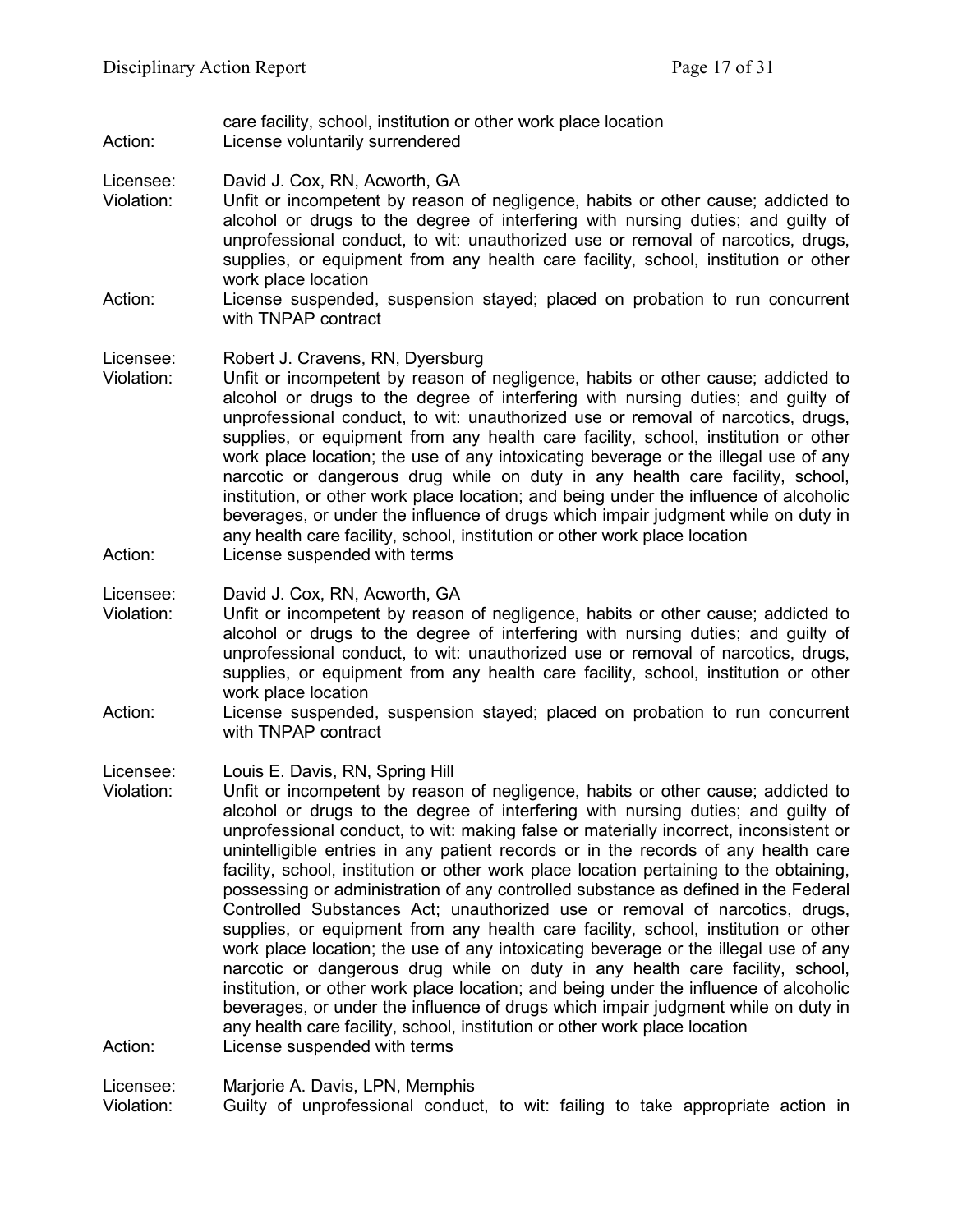care facility, school, institution or other work place location

Action: License voluntarily surrendered

Licensee: David J. Cox, RN, Acworth, GA

Violation: Unfit or incompetent by reason of negligence, habits or other cause; addicted to alcohol or drugs to the degree of interfering with nursing duties; and guilty of unprofessional conduct, to wit: unauthorized use or removal of narcotics, drugs, supplies, or equipment from any health care facility, school, institution or other work place location

Action: License suspended, suspension stayed; placed on probation to run concurrent with TNPAP contract

Licensee: Robert J. Cravens, RN, Dyersburg

Violation: Unfit or incompetent by reason of negligence, habits or other cause; addicted to alcohol or drugs to the degree of interfering with nursing duties; and guilty of unprofessional conduct, to wit: unauthorized use or removal of narcotics, drugs, supplies, or equipment from any health care facility, school, institution or other work place location; the use of any intoxicating beverage or the illegal use of any narcotic or dangerous drug while on duty in any health care facility, school, institution, or other work place location; and being under the influence of alcoholic beverages, or under the influence of drugs which impair judgment while on duty in any health care facility, school, institution or other work place location

Action: License suspended with terms

Licensee: David J. Cox, RN, Acworth, GA

Violation: Unfit or incompetent by reason of negligence, habits or other cause; addicted to alcohol or drugs to the degree of interfering with nursing duties; and guilty of unprofessional conduct, to wit: unauthorized use or removal of narcotics, drugs, supplies, or equipment from any health care facility, school, institution or other work place location

Action: License suspended, suspension stayed; placed on probation to run concurrent with TNPAP contract

Licensee: Louis E. Davis, RN, Spring Hill

Violation: Unfit or incompetent by reason of negligence, habits or other cause; addicted to alcohol or drugs to the degree of interfering with nursing duties; and guilty of unprofessional conduct, to wit: making false or materially incorrect, inconsistent or unintelligible entries in any patient records or in the records of any health care facility, school, institution or other work place location pertaining to the obtaining, possessing or administration of any controlled substance as defined in the Federal Controlled Substances Act; unauthorized use or removal of narcotics, drugs, supplies, or equipment from any health care facility, school, institution or other work place location; the use of any intoxicating beverage or the illegal use of any narcotic or dangerous drug while on duty in any health care facility, school, institution, or other work place location; and being under the influence of alcoholic beverages, or under the influence of drugs which impair judgment while on duty in any health care facility, school, institution or other work place location

Action: License suspended with terms

Licensee: Marjorie A. Davis, LPN, Memphis

Violation: Guilty of unprofessional conduct, to wit: failing to take appropriate action in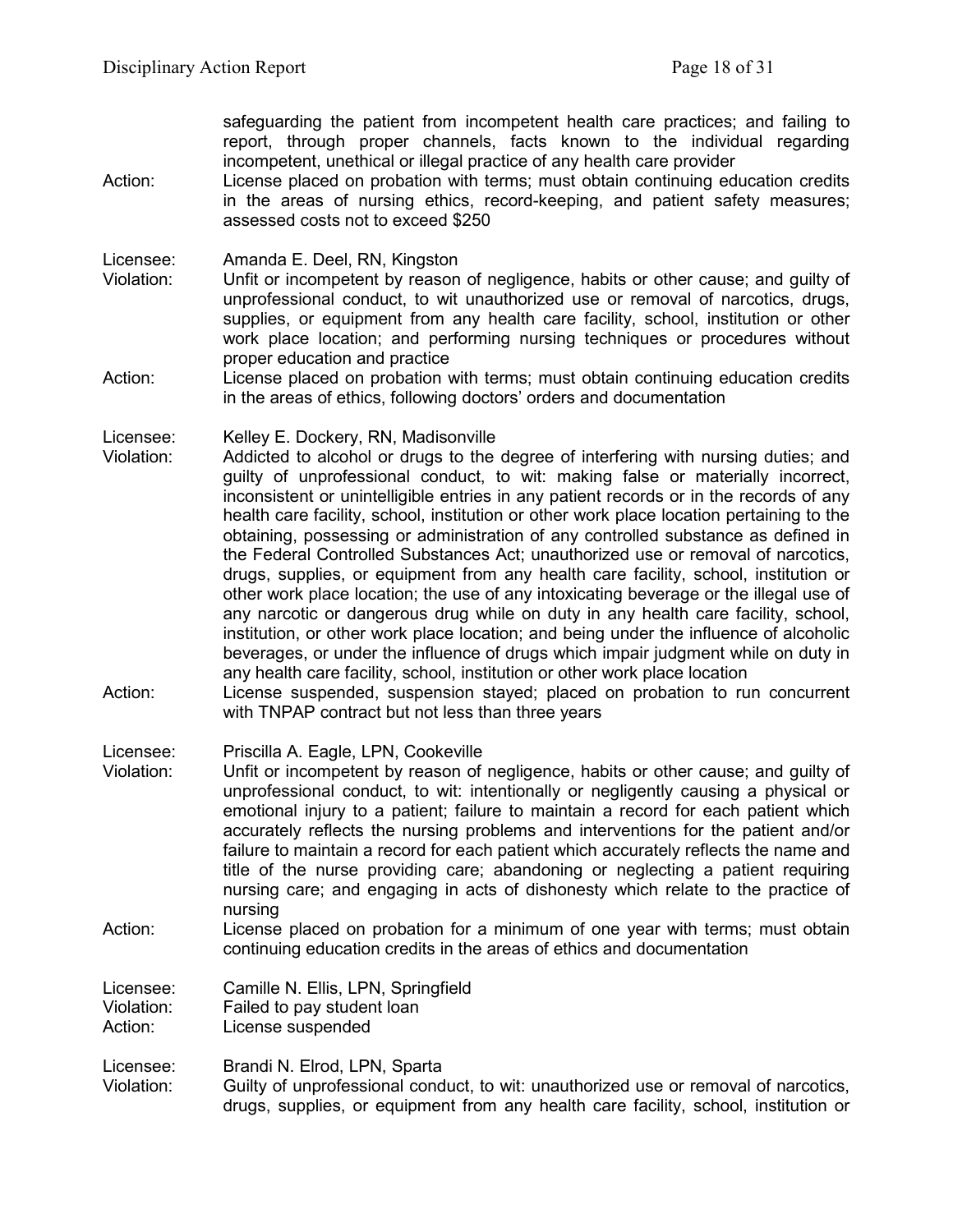safeguarding the patient from incompetent health care practices; and failing to report, through proper channels, facts known to the individual regarding incompetent, unethical or illegal practice of any health care provider

Action: License placed on probation with terms; must obtain continuing education credits in the areas of nursing ethics, record-keeping, and patient safety measures; assessed costs not to exceed $250

Licensee: Amanda E. Deel, RN, Kingston

Violation: Unfit or incompetent by reason of negligence, habits or other cause; and guilty of unprofessional conduct, to wit unauthorized use or removal of narcotics, drugs, supplies, or equipment from any health care facility, school, institution or other work place location; and performing nursing techniques or procedures without proper education and practice

Action: License placed on probation with terms; must obtain continuing education credits in the areas of ethics, following doctors' orders and documentation

Licensee: Kelley E. Dockery, RN, Madisonville

Violation: Addicted to alcohol or drugs to the degree of interfering with nursing duties; and guilty of unprofessional conduct, to wit: making false or materially incorrect, inconsistent or unintelligible entries in any patient records or in the records of any health care facility, school, institution or other work place location pertaining to the obtaining, possessing or administration of any controlled substance as defined in the Federal Controlled Substances Act; unauthorized use or removal of narcotics, drugs, supplies, or equipment from any health care facility, school, institution or other work place location; the use of any intoxicating beverage or the illegal use of any narcotic or dangerous drug while on duty in any health care facility, school, institution, or other work place location; and being under the influence of alcoholic beverages, or under the influence of drugs which impair judgment while on duty in any health care facility, school, institution or other work place location

Action: License suspended, suspension stayed; placed on probation to run concurrent with TNPAP contract but not less than three years

Licensee: Priscilla A. Eagle, LPN, Cookeville

Violation: Unfit or incompetent by reason of negligence, habits or other cause; and guilty of unprofessional conduct, to wit: intentionally or negligently causing a physical or emotional injury to a patient; failure to maintain a record for each patient which accurately reflects the nursing problems and interventions for the patient and/or failure to maintain a record for each patient which accurately reflects the name and title of the nurse providing care; abandoning or neglecting a patient requiring nursing care; and engaging in acts of dishonesty which relate to the practice of nursing

Action: License placed on probation for a minimum of one year with terms; must obtain continuing education credits in the areas of ethics and documentation

Licensee: Camille N. Ellis, LPN, Springfield

Violation: Failed to pay student loan

Action: License suspended

Licensee: Brandi N. Elrod, LPN, Sparta

Violation: Guilty of unprofessional conduct, to wit: unauthorized use or removal of narcotics, drugs, supplies, or equipment from any health care facility, school, institution or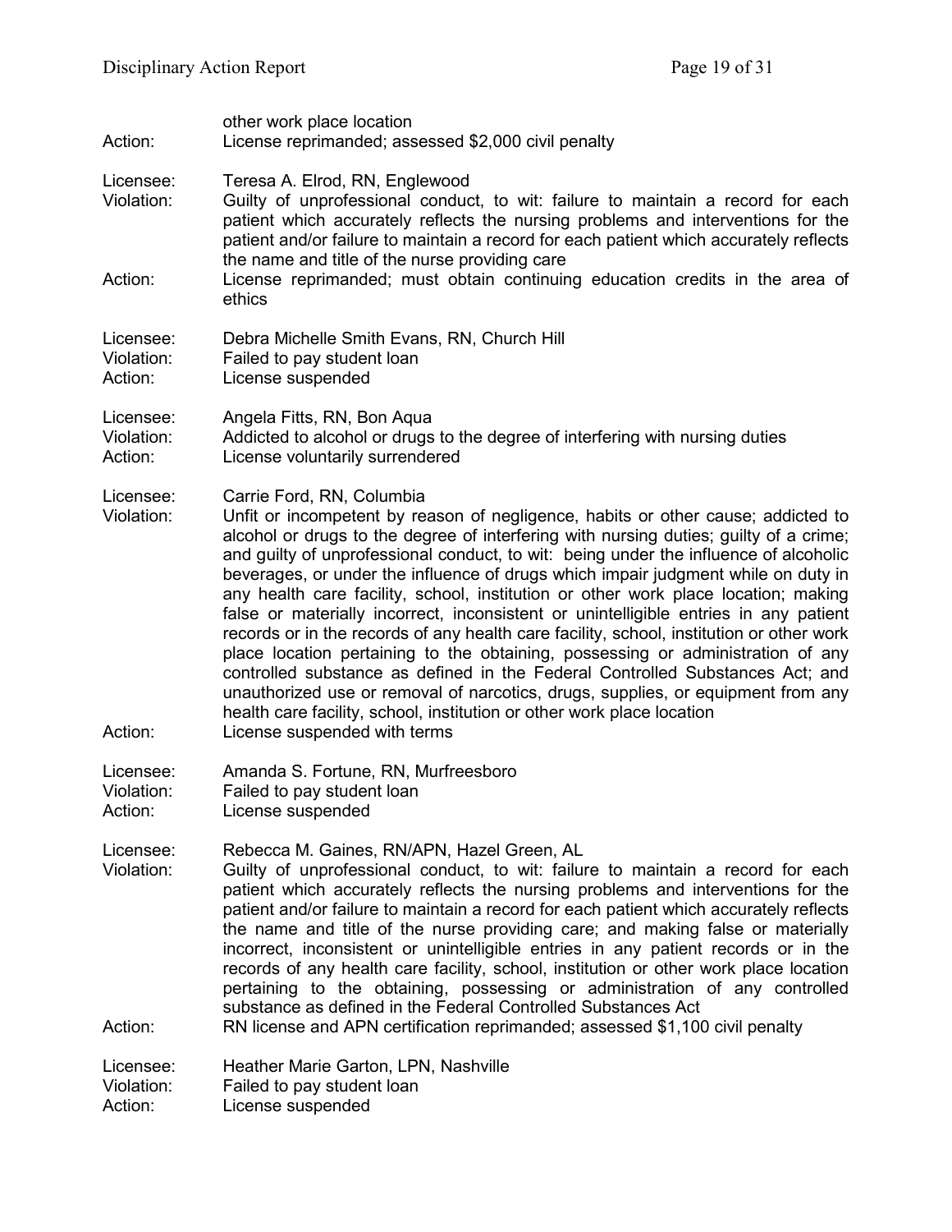other work place location

Action: License reprimanded; assessed $2,000 civil penalty

Licensee: Teresa A. Elrod, RN, Englewood
Violation: Guilty of unprofessional conduct, to wit: failure to maintain a record for each patient which accurately reflects the nursing problems and interventions for the patient and/or failure to maintain a record for each patient which accurately reflects the name and title of the nurse providing care
Action: License reprimanded; must obtain continuing education credits in the area of ethics

Licensee: Debra Michelle Smith Evans, RN, Church Hill
Violation: Failed to pay student loan
Action: License suspended

Licensee: Angela Fitts, RN, Bon Aqua
Violation: Addicted to alcohol or drugs to the degree of interfering with nursing duties
Action: License voluntarily surrendered

Licensee: Carrie Ford, RN, Columbia
Violation: Unfit or incompetent by reason of negligence, habits or other cause; addicted to alcohol or drugs to the degree of interfering with nursing duties; guilty of a crime; and guilty of unprofessional conduct, to wit: being under the influence of alcoholic beverages, or under the influence of drugs which impair judgment while on duty in any health care facility, school, institution or other work place location; making false or materially incorrect, inconsistent or unintelligible entries in any patient records or in the records of any health care facility, school, institution or other work place location pertaining to the obtaining, possessing or administration of any controlled substance as defined in the Federal Controlled Substances Act; and unauthorized use or removal of narcotics, drugs, supplies, or equipment from any health care facility, school, institution or other work place location
Action: License suspended with terms

Licensee: Amanda S. Fortune, RN, Murfreesboro
Violation: Failed to pay student loan
Action: License suspended

Licensee: Rebecca M. Gaines, RN/APN, Hazel Green, AL
Violation: Guilty of unprofessional conduct, to wit: failure to maintain a record for each patient which accurately reflects the nursing problems and interventions for the patient and/or failure to maintain a record for each patient which accurately reflects the name and title of the nurse providing care; and making false or materially incorrect, inconsistent or unintelligible entries in any patient records or in the records of any health care facility, school, institution or other work place location pertaining to the obtaining, possessing or administration of any controlled substance as defined in the Federal Controlled Substances Act
Action: RN license and APN certification reprimanded; assessed $1,100 civil penalty

Licensee: Heather Marie Garton, LPN, Nashville
Violation: Failed to pay student loan
Action: License suspended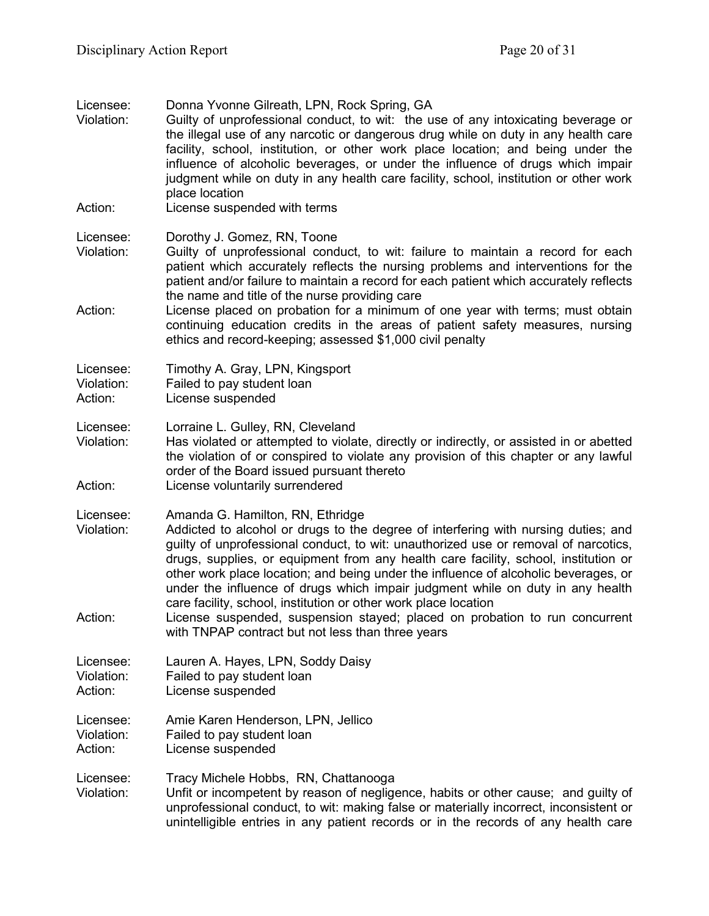Licensee: Donna Yvonne Gilreath, LPN, Rock Spring, GA
Violation: Guilty of unprofessional conduct, to wit: the use of any intoxicating beverage or the illegal use of any narcotic or dangerous drug while on duty in any health care facility, school, institution, or other work place location; and being under the influence of alcoholic beverages, or under the influence of drugs which impair judgment while on duty in any health care facility, school, institution or other work place location
Action: License suspended with terms

Licensee: Dorothy J. Gomez, RN, Toone
Violation: Guilty of unprofessional conduct, to wit: failure to maintain a record for each patient which accurately reflects the nursing problems and interventions for the patient and/or failure to maintain a record for each patient which accurately reflects the name and title of the nurse providing care
Action: License placed on probation for a minimum of one year with terms; must obtain continuing education credits in the areas of patient safety measures, nursing ethics and record-keeping; assessed $1,000 civil penalty

Licensee: Timothy A. Gray, LPN, Kingsport
Violation: Failed to pay student loan
Action: License suspended

Licensee: Lorraine L. Gulley, RN, Cleveland
Violation: Has violated or attempted to violate, directly or indirectly, or assisted in or abetted the violation of or conspired to violate any provision of this chapter or any lawful order of the Board issued pursuant thereto
Action: License voluntarily surrendered

Licensee: Amanda G. Hamilton, RN, Ethridge
Violation: Addicted to alcohol or drugs to the degree of interfering with nursing duties; and guilty of unprofessional conduct, to wit: unauthorized use or removal of narcotics, drugs, supplies, or equipment from any health care facility, school, institution or other work place location; and being under the influence of alcoholic beverages, or under the influence of drugs which impair judgment while on duty in any health care facility, school, institution or other work place location
Action: License suspended, suspension stayed; placed on probation to run concurrent with TNPAP contract but not less than three years

Licensee: Lauren A. Hayes, LPN, Soddy Daisy
Violation: Failed to pay student loan
Action: License suspended

Licensee: Amie Karen Henderson, LPN, Jellico
Violation: Failed to pay student loan
Action: License suspended

Licensee: Tracy Michele Hobbs, RN, Chattanooga
Violation: Unfit or incompetent by reason of negligence, habits or other cause; and guilty of unprofessional conduct, to wit: making false or materially incorrect, inconsistent or unintelligible entries in any patient records or in the records of any health care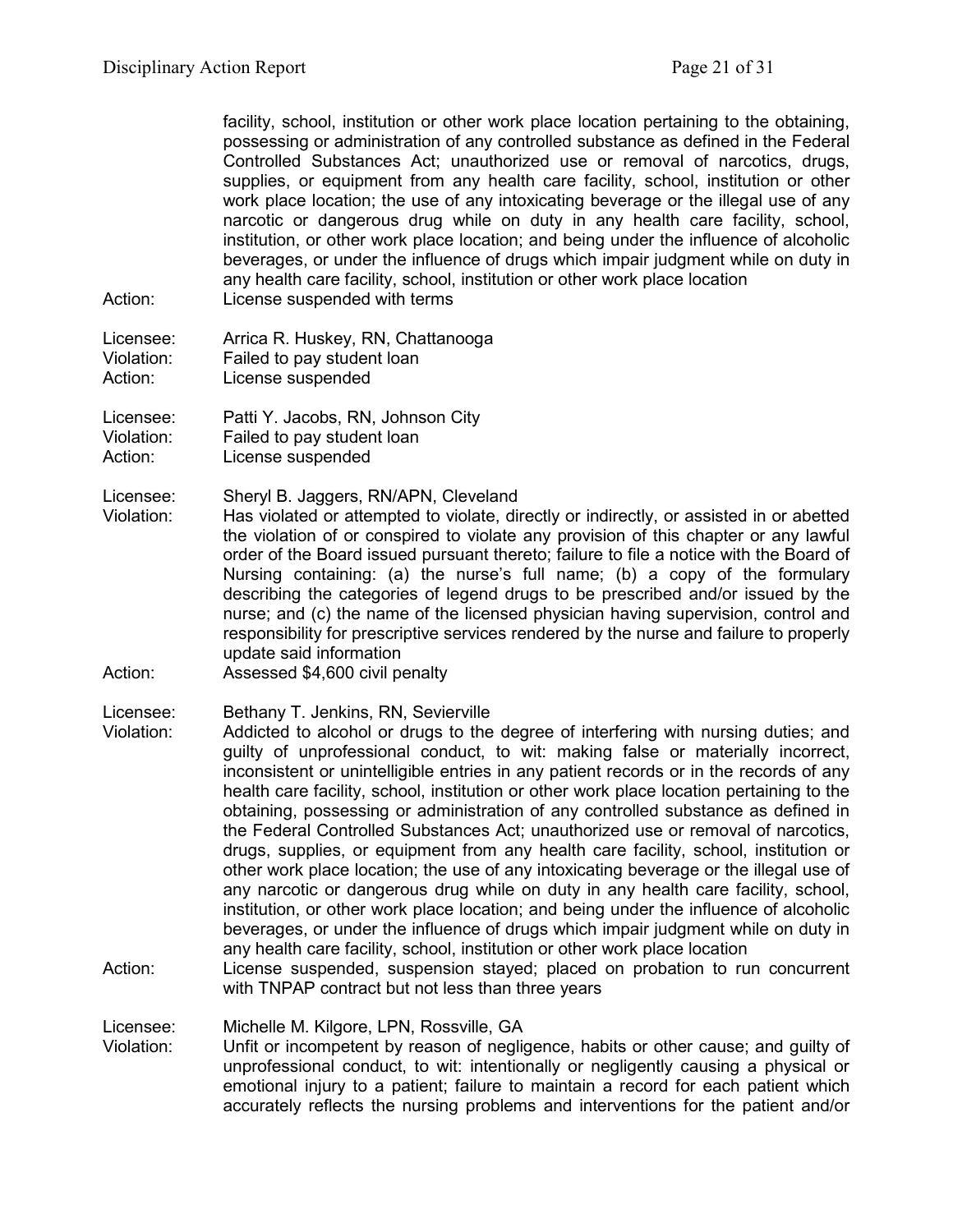facility, school, institution or other work place location pertaining to the obtaining, possessing or administration of any controlled substance as defined in the Federal Controlled Substances Act; unauthorized use or removal of narcotics, drugs, supplies, or equipment from any health care facility, school, institution or other work place location; the use of any intoxicating beverage or the illegal use of any narcotic or dangerous drug while on duty in any health care facility, school, institution, or other work place location; and being under the influence of alcoholic beverages, or under the influence of drugs which impair judgment while on duty in any health care facility, school, institution or other work place location

Action: License suspended with terms

Licensee: Arrica R. Huskey, RN, Chattanooga
Violation: Failed to pay student loan
Action: License suspended

Licensee: Patti Y. Jacobs, RN, Johnson City
Violation: Failed to pay student loan
Action: License suspended

Licensee: Sheryl B. Jaggers, RN/APN, Cleveland
Violation: Has violated or attempted to violate, directly or indirectly, or assisted in or abetted the violation of or conspired to violate any provision of this chapter or any lawful order of the Board issued pursuant thereto; failure to file a notice with the Board of Nursing containing: (a) the nurse's full name; (b) a copy of the formulary describing the categories of legend drugs to be prescribed and/or issued by the nurse; and (c) the name of the licensed physician having supervision, control and responsibility for prescriptive services rendered by the nurse and failure to properly update said information
Action: Assessed $4,600 civil penalty

Licensee: Bethany T. Jenkins, RN, Sevierville
Violation: Addicted to alcohol or drugs to the degree of interfering with nursing duties; and guilty of unprofessional conduct, to wit: making false or materially incorrect, inconsistent or unintelligible entries in any patient records or in the records of any health care facility, school, institution or other work place location pertaining to the obtaining, possessing or administration of any controlled substance as defined in the Federal Controlled Substances Act; unauthorized use or removal of narcotics, drugs, supplies, or equipment from any health care facility, school, institution or other work place location; the use of any intoxicating beverage or the illegal use of any narcotic or dangerous drug while on duty in any health care facility, school, institution, or other work place location; and being under the influence of alcoholic beverages, or under the influence of drugs which impair judgment while on duty in any health care facility, school, institution or other work place location
Action: License suspended, suspension stayed; placed on probation to run concurrent with TNPAP contract but not less than three years

Licensee: Michelle M. Kilgore, LPN, Rossville, GA
Violation: Unfit or incompetent by reason of negligence, habits or other cause; and guilty of unprofessional conduct, to wit: intentionally or negligently causing a physical or emotional injury to a patient; failure to maintain a record for each patient which accurately reflects the nursing problems and interventions for the patient and/or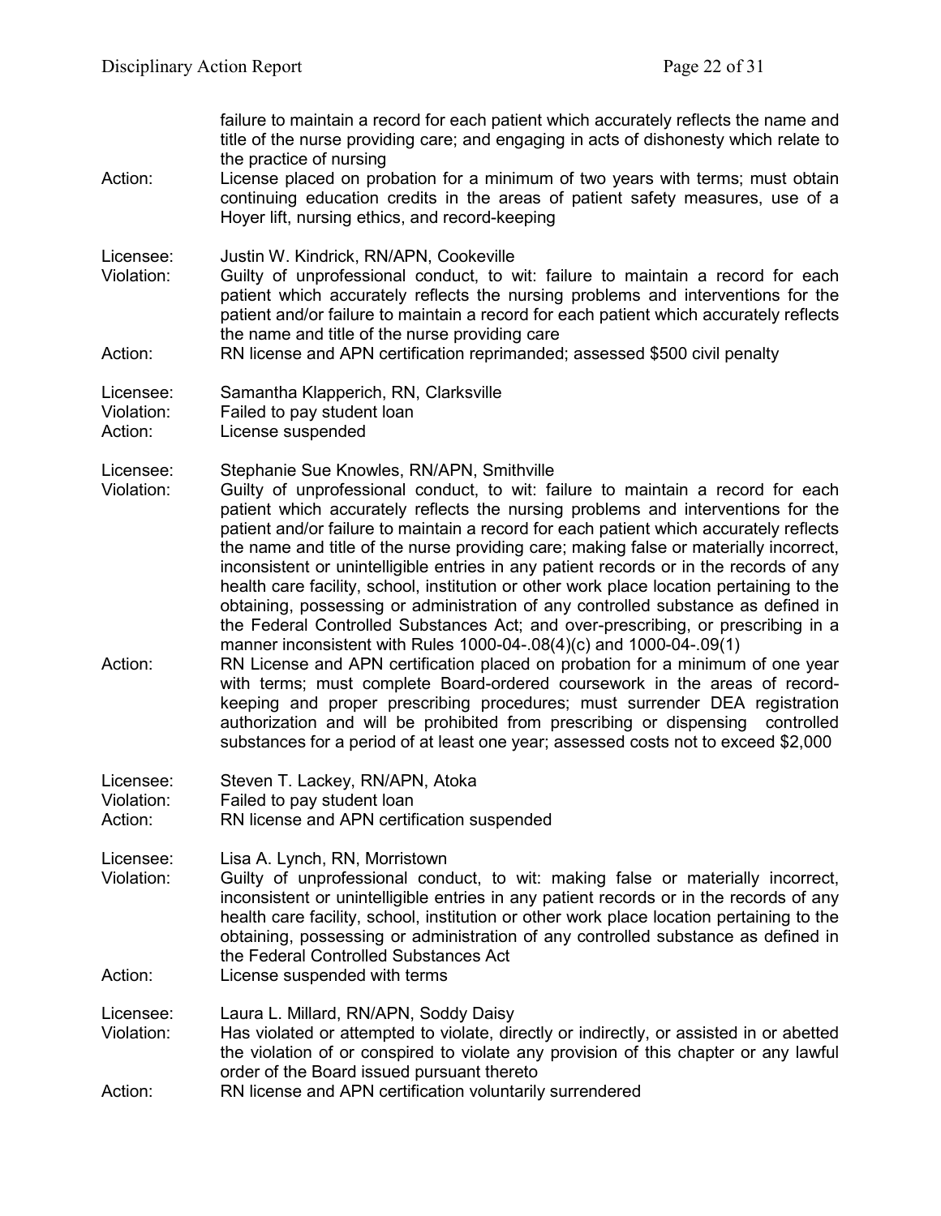failure to maintain a record for each patient which accurately reflects the name and title of the nurse providing care; and engaging in acts of dishonesty which relate to the practice of nursing

Action: License placed on probation for a minimum of two years with terms; must obtain continuing education credits in the areas of patient safety measures, use of a Hoyer lift, nursing ethics, and record-keeping

Licensee: Justin W. Kindrick, RN/APN, Cookeville
Violation: Guilty of unprofessional conduct, to wit: failure to maintain a record for each patient which accurately reflects the nursing problems and interventions for the patient and/or failure to maintain a record for each patient which accurately reflects the name and title of the nurse providing care
Action: RN license and APN certification reprimanded; assessed $500 civil penalty

Licensee: Samantha Klapperich, RN, Clarksville
Violation: Failed to pay student loan
Action: License suspended

Licensee: Stephanie Sue Knowles, RN/APN, Smithville
Violation: Guilty of unprofessional conduct, to wit: failure to maintain a record for each patient which accurately reflects the nursing problems and interventions for the patient and/or failure to maintain a record for each patient which accurately reflects the name and title of the nurse providing care; making false or materially incorrect, inconsistent or unintelligible entries in any patient records or in the records of any health care facility, school, institution or other work place location pertaining to the obtaining, possessing or administration of any controlled substance as defined in the Federal Controlled Substances Act; and over-prescribing, or prescribing in a manner inconsistent with Rules 1000-04-.08(4)(c) and 1000-04-.09(1)
Action: RN License and APN certification placed on probation for a minimum of one year with terms; must complete Board-ordered coursework in the areas of record-keeping and proper prescribing procedures; must surrender DEA registration authorization and will be prohibited from prescribing or dispensing controlled substances for a period of at least one year; assessed costs not to exceed $2,000

Licensee: Steven T. Lackey, RN/APN, Atoka
Violation: Failed to pay student loan
Action: RN license and APN certification suspended

Licensee: Lisa A. Lynch, RN, Morristown
Violation: Guilty of unprofessional conduct, to wit: making false or materially incorrect, inconsistent or unintelligible entries in any patient records or in the records of any health care facility, school, institution or other work place location pertaining to the obtaining, possessing or administration of any controlled substance as defined in the Federal Controlled Substances Act
Action: License suspended with terms

Licensee: Laura L. Millard, RN/APN, Soddy Daisy
Violation: Has violated or attempted to violate, directly or indirectly, or assisted in or abetted the violation of or conspired to violate any provision of this chapter or any lawful order of the Board issued pursuant thereto
Action: RN license and APN certification voluntarily surrendered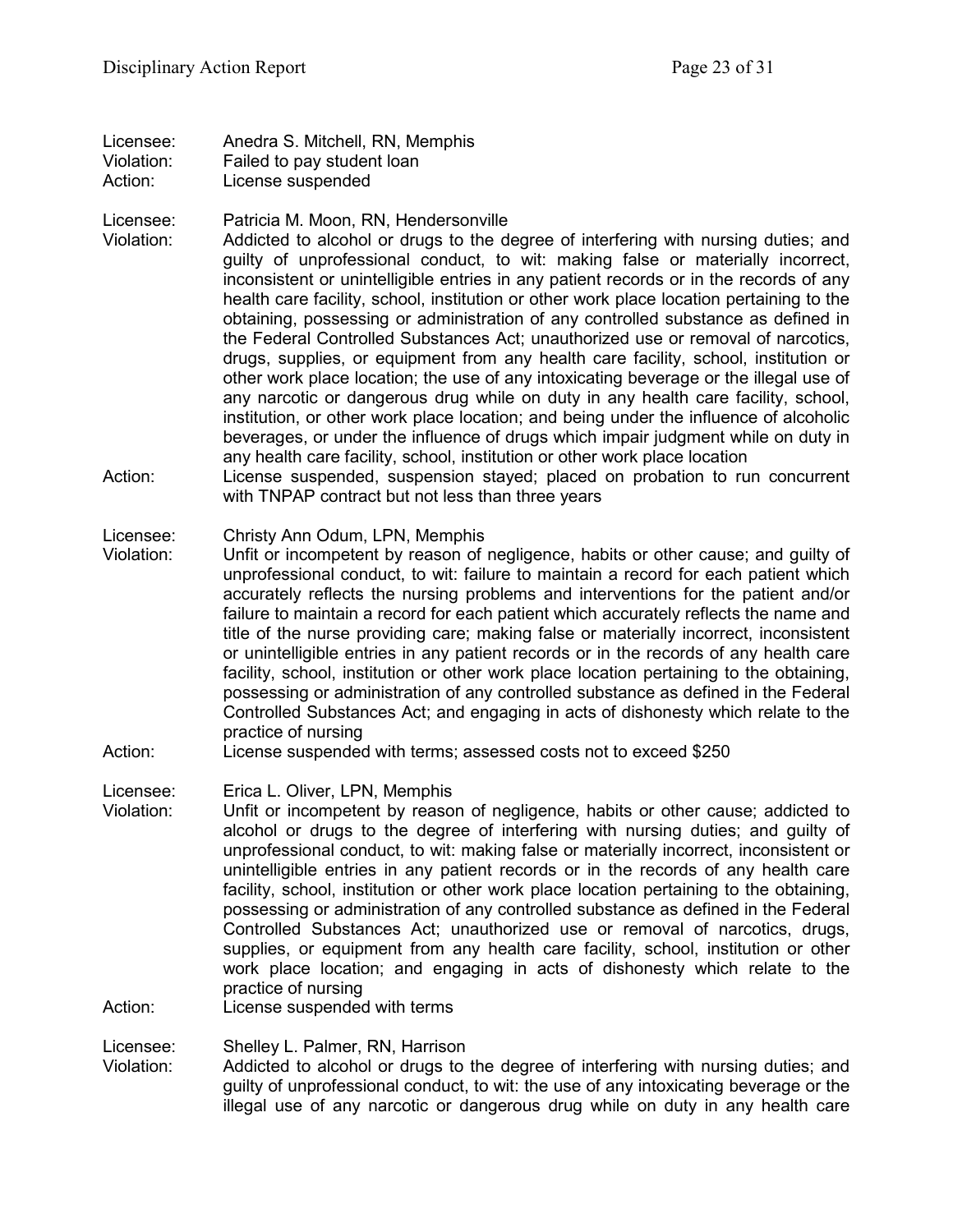Licensee: Anedra S. Mitchell, RN, Memphis
Violation: Failed to pay student loan
Action: License suspended

Licensee: Patricia M. Moon, RN, Hendersonville
Violation: Addicted to alcohol or drugs to the degree of interfering with nursing duties; and guilty of unprofessional conduct, to wit: making false or materially incorrect, inconsistent or unintelligible entries in any patient records or in the records of any health care facility, school, institution or other work place location pertaining to the obtaining, possessing or administration of any controlled substance as defined in the Federal Controlled Substances Act; unauthorized use or removal of narcotics, drugs, supplies, or equipment from any health care facility, school, institution or other work place location; the use of any intoxicating beverage or the illegal use of any narcotic or dangerous drug while on duty in any health care facility, school, institution, or other work place location; and being under the influence of alcoholic beverages, or under the influence of drugs which impair judgment while on duty in any health care facility, school, institution or other work place location
Action: License suspended, suspension stayed; placed on probation to run concurrent with TNPAP contract but not less than three years

Licensee: Christy Ann Odum, LPN, Memphis
Violation: Unfit or incompetent by reason of negligence, habits or other cause; and guilty of unprofessional conduct, to wit: failure to maintain a record for each patient which accurately reflects the nursing problems and interventions for the patient and/or failure to maintain a record for each patient which accurately reflects the name and title of the nurse providing care; making false or materially incorrect, inconsistent or unintelligible entries in any patient records or in the records of any health care facility, school, institution or other work place location pertaining to the obtaining, possessing or administration of any controlled substance as defined in the Federal Controlled Substances Act; and engaging in acts of dishonesty which relate to the practice of nursing
Action: License suspended with terms; assessed costs not to exceed $250

Licensee: Erica L. Oliver, LPN, Memphis
Violation: Unfit or incompetent by reason of negligence, habits or other cause; addicted to alcohol or drugs to the degree of interfering with nursing duties; and guilty of unprofessional conduct, to wit: making false or materially incorrect, inconsistent or unintelligible entries in any patient records or in the records of any health care facility, school, institution or other work place location pertaining to the obtaining, possessing or administration of any controlled substance as defined in the Federal Controlled Substances Act; unauthorized use or removal of narcotics, drugs, supplies, or equipment from any health care facility, school, institution or other work place location; and engaging in acts of dishonesty which relate to the practice of nursing
Action: License suspended with terms

Licensee: Shelley L. Palmer, RN, Harrison
Violation: Addicted to alcohol or drugs to the degree of interfering with nursing duties; and guilty of unprofessional conduct, to wit: the use of any intoxicating beverage or the illegal use of any narcotic or dangerous drug while on duty in any health care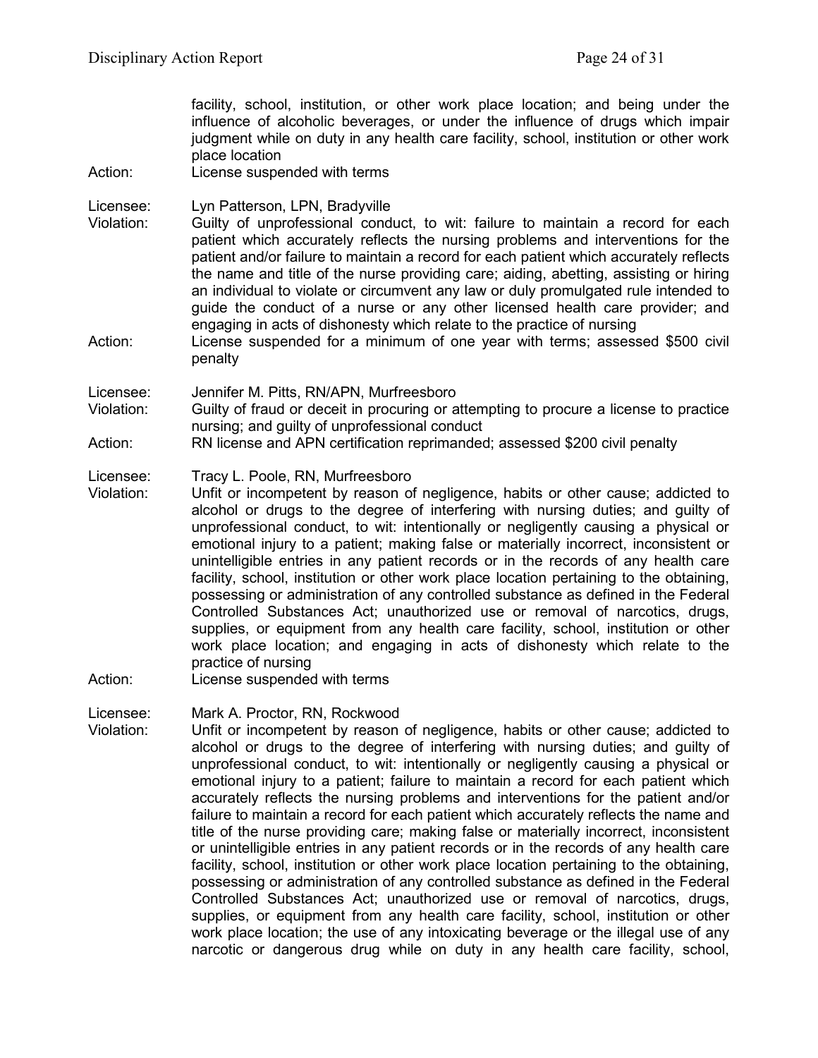facility, school, institution, or other work place location; and being under the influence of alcoholic beverages, or under the influence of drugs which impair judgment while on duty in any health care facility, school, institution or other work place location

Action: License suspended with terms

Licensee: Lyn Patterson, LPN, Bradyville

Violation: Guilty of unprofessional conduct, to wit: failure to maintain a record for each patient which accurately reflects the nursing problems and interventions for the patient and/or failure to maintain a record for each patient which accurately reflects the name and title of the nurse providing care; aiding, abetting, assisting or hiring an individual to violate or circumvent any law or duly promulgated rule intended to guide the conduct of a nurse or any other licensed health care provider; and engaging in acts of dishonesty which relate to the practice of nursing

Action: License suspended for a minimum of one year with terms; assessed $500 civil penalty

Licensee: Jennifer M. Pitts, RN/APN, Murfreesboro

Violation: Guilty of fraud or deceit in procuring or attempting to procure a license to practice nursing; and guilty of unprofessional conduct

Action: RN license and APN certification reprimanded; assessed $200 civil penalty

Licensee: Tracy L. Poole, RN, Murfreesboro

Violation: Unfit or incompetent by reason of negligence, habits or other cause; addicted to alcohol or drugs to the degree of interfering with nursing duties; and guilty of unprofessional conduct, to wit: intentionally or negligently causing a physical or emotional injury to a patient; making false or materially incorrect, inconsistent or unintelligible entries in any patient records or in the records of any health care facility, school, institution or other work place location pertaining to the obtaining, possessing or administration of any controlled substance as defined in the Federal Controlled Substances Act; unauthorized use or removal of narcotics, drugs, supplies, or equipment from any health care facility, school, institution or other work place location; and engaging in acts of dishonesty which relate to the practice of nursing

Action: License suspended with terms

Licensee: Mark A. Proctor, RN, Rockwood

Violation: Unfit or incompetent by reason of negligence, habits or other cause; addicted to alcohol or drugs to the degree of interfering with nursing duties; and guilty of unprofessional conduct, to wit: intentionally or negligently causing a physical or emotional injury to a patient; failure to maintain a record for each patient which accurately reflects the nursing problems and interventions for the patient and/or failure to maintain a record for each patient which accurately reflects the name and title of the nurse providing care; making false or materially incorrect, inconsistent or unintelligible entries in any patient records or in the records of any health care facility, school, institution or other work place location pertaining to the obtaining, possessing or administration of any controlled substance as defined in the Federal Controlled Substances Act; unauthorized use or removal of narcotics, drugs, supplies, or equipment from any health care facility, school, institution or other work place location; the use of any intoxicating beverage or the illegal use of any narcotic or dangerous drug while on duty in any health care facility, school,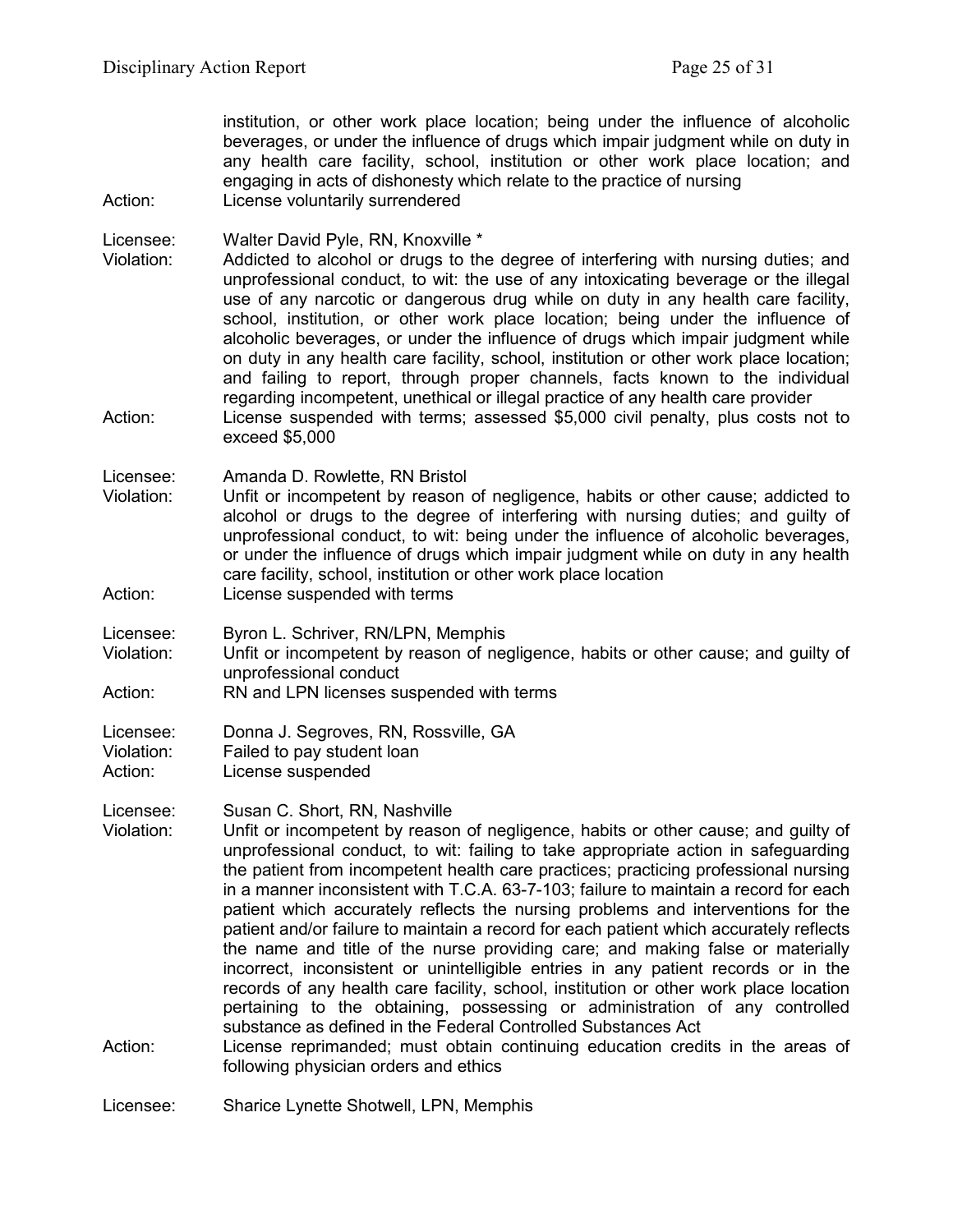institution, or other work place location; being under the influence of alcoholic beverages, or under the influence of drugs which impair judgment while on duty in any health care facility, school, institution or other work place location; and engaging in acts of dishonesty which relate to the practice of nursing

Action: License voluntarily surrendered

Licensee: Walter David Pyle, RN, Knoxville *

Violation: Addicted to alcohol or drugs to the degree of interfering with nursing duties; and unprofessional conduct, to wit: the use of any intoxicating beverage or the illegal use of any narcotic or dangerous drug while on duty in any health care facility, school, institution, or other work place location; being under the influence of alcoholic beverages, or under the influence of drugs which impair judgment while on duty in any health care facility, school, institution or other work place location; and failing to report, through proper channels, facts known to the individual regarding incompetent, unethical or illegal practice of any health care provider

Action: License suspended with terms; assessed $5,000 civil penalty, plus costs not to exceed $5,000

Licensee: Amanda D. Rowlette, RN Bristol

Violation: Unfit or incompetent by reason of negligence, habits or other cause; addicted to alcohol or drugs to the degree of interfering with nursing duties; and guilty of unprofessional conduct, to wit: being under the influence of alcoholic beverages, or under the influence of drugs which impair judgment while on duty in any health care facility, school, institution or other work place location

Action: License suspended with terms

Licensee: Byron L. Schriver, RN/LPN, Memphis

Violation: Unfit or incompetent by reason of negligence, habits or other cause; and guilty of unprofessional conduct

Action: RN and LPN licenses suspended with terms

Licensee: Donna J. Segroves, RN, Rossville, GA

Violation: Failed to pay student loan

Action: License suspended

Licensee: Susan C. Short, RN, Nashville

Violation: Unfit or incompetent by reason of negligence, habits or other cause; and guilty of unprofessional conduct, to wit: failing to take appropriate action in safeguarding the patient from incompetent health care practices; practicing professional nursing in a manner inconsistent with T.C.A. 63-7-103; failure to maintain a record for each patient which accurately reflects the nursing problems and interventions for the patient and/or failure to maintain a record for each patient which accurately reflects the name and title of the nurse providing care; and making false or materially incorrect, inconsistent or unintelligible entries in any patient records or in the records of any health care facility, school, institution or other work place location pertaining to the obtaining, possessing or administration of any controlled substance as defined in the Federal Controlled Substances Act

Action: License reprimanded; must obtain continuing education credits in the areas of following physician orders and ethics

Licensee: Sharice Lynette Shotwell, LPN, Memphis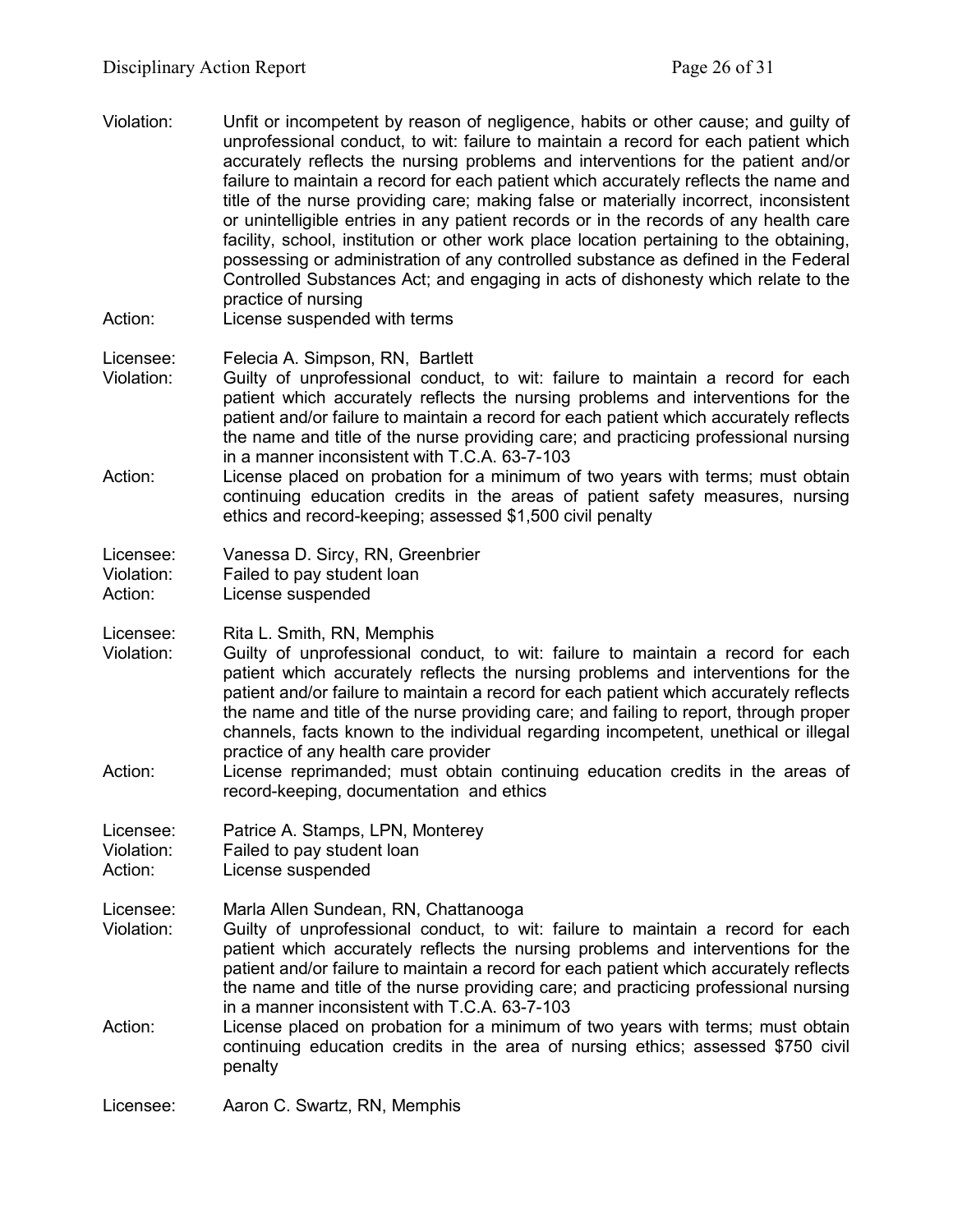Violation: Unfit or incompetent by reason of negligence, habits or other cause; and guilty of unprofessional conduct, to wit: failure to maintain a record for each patient which accurately reflects the nursing problems and interventions for the patient and/or failure to maintain a record for each patient which accurately reflects the name and title of the nurse providing care; making false or materially incorrect, inconsistent or unintelligible entries in any patient records or in the records of any health care facility, school, institution or other work place location pertaining to the obtaining, possessing or administration of any controlled substance as defined in the Federal Controlled Substances Act; and engaging in acts of dishonesty which relate to the practice of nursing
Action: License suspended with terms

Licensee: Felecia A. Simpson, RN, Bartlett
Violation: Guilty of unprofessional conduct, to wit: failure to maintain a record for each patient which accurately reflects the nursing problems and interventions for the patient and/or failure to maintain a record for each patient which accurately reflects the name and title of the nurse providing care; and practicing professional nursing in a manner inconsistent with T.C.A. 63-7-103
Action: License placed on probation for a minimum of two years with terms; must obtain continuing education credits in the areas of patient safety measures, nursing ethics and record-keeping; assessed $1,500 civil penalty

Licensee: Vanessa D. Sircy, RN, Greenbrier
Violation: Failed to pay student loan
Action: License suspended

Licensee: Rita L. Smith, RN, Memphis
Violation: Guilty of unprofessional conduct, to wit: failure to maintain a record for each patient which accurately reflects the nursing problems and interventions for the patient and/or failure to maintain a record for each patient which accurately reflects the name and title of the nurse providing care; and failing to report, through proper channels, facts known to the individual regarding incompetent, unethical or illegal practice of any health care provider
Action: License reprimanded; must obtain continuing education credits in the areas of record-keeping, documentation and ethics

Licensee: Patrice A. Stamps, LPN, Monterey
Violation: Failed to pay student loan
Action: License suspended

Licensee: Marla Allen Sundean, RN, Chattanooga
Violation: Guilty of unprofessional conduct, to wit: failure to maintain a record for each patient which accurately reflects the nursing problems and interventions for the patient and/or failure to maintain a record for each patient which accurately reflects the name and title of the nurse providing care; and practicing professional nursing in a manner inconsistent with T.C.A. 63-7-103
Action: License placed on probation for a minimum of two years with terms; must obtain continuing education credits in the area of nursing ethics; assessed $750 civil penalty

Licensee: Aaron C. Swartz, RN, Memphis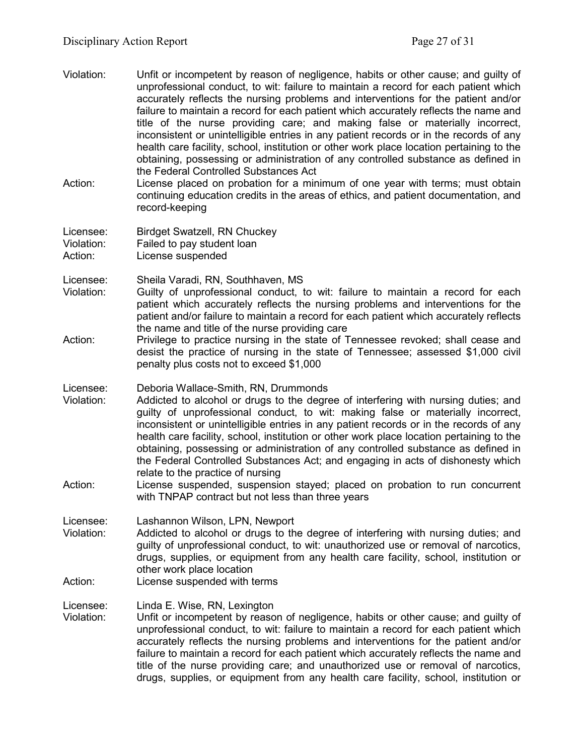Violation: Unfit or incompetent by reason of negligence, habits or other cause; and guilty of unprofessional conduct, to wit: failure to maintain a record for each patient which accurately reflects the nursing problems and interventions for the patient and/or failure to maintain a record for each patient which accurately reflects the name and title of the nurse providing care; and making false or materially incorrect, inconsistent or unintelligible entries in any patient records or in the records of any health care facility, school, institution or other work place location pertaining to the obtaining, possessing or administration of any controlled substance as defined in the Federal Controlled Substances Act

Action: License placed on probation for a minimum of one year with terms; must obtain continuing education credits in the areas of ethics, and patient documentation, and record-keeping

Licensee: Birdget Swatzell, RN Chuckey

Violation: Failed to pay student loan

Action: License suspended

Licensee: Sheila Varadi, RN, Southhaven, MS

Violation: Guilty of unprofessional conduct, to wit: failure to maintain a record for each patient which accurately reflects the nursing problems and interventions for the patient and/or failure to maintain a record for each patient which accurately reflects the name and title of the nurse providing care

Action: Privilege to practice nursing in the state of Tennessee revoked; shall cease and desist the practice of nursing in the state of Tennessee; assessed $1,000 civil penalty plus costs not to exceed $1,000

Licensee: Deboria Wallace-Smith, RN, Drummonds

Violation: Addicted to alcohol or drugs to the degree of interfering with nursing duties; and guilty of unprofessional conduct, to wit: making false or materially incorrect, inconsistent or unintelligible entries in any patient records or in the records of any health care facility, school, institution or other work place location pertaining to the obtaining, possessing or administration of any controlled substance as defined in the Federal Controlled Substances Act; and engaging in acts of dishonesty which relate to the practice of nursing

Action: License suspended, suspension stayed; placed on probation to run concurrent with TNPAP contract but not less than three years

Licensee: Lashannon Wilson, LPN, Newport

Violation: Addicted to alcohol or drugs to the degree of interfering with nursing duties; and guilty of unprofessional conduct, to wit: unauthorized use or removal of narcotics, drugs, supplies, or equipment from any health care facility, school, institution or other work place location

Action: License suspended with terms

Licensee: Linda E. Wise, RN, Lexington

Violation: Unfit or incompetent by reason of negligence, habits or other cause; and guilty of unprofessional conduct, to wit: failure to maintain a record for each patient which accurately reflects the nursing problems and interventions for the patient and/or failure to maintain a record for each patient which accurately reflects the name and title of the nurse providing care; and unauthorized use or removal of narcotics, drugs, supplies, or equipment from any health care facility, school, institution or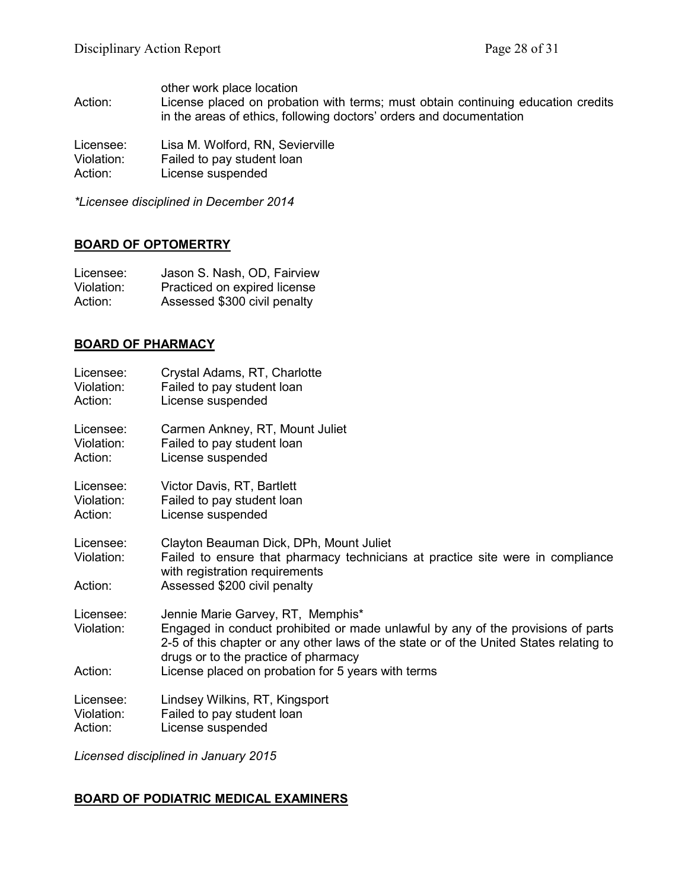other work place location

Action: License placed on probation with terms; must obtain continuing education credits in the areas of ethics, following doctors' orders and documentation

Licensee: Lisa M. Wolford, RN, Sevierville
Violation: Failed to pay student loan
Action: License suspended

*\*Licensee disciplined in December 2014*

## BOARD OF OPTOMERTRY

Licensee: Jason S. Nash, OD, Fairview
Violation: Practiced on expired license
Action: Assessed $300 civil penalty

## BOARD OF PHARMACY

Licensee: Crystal Adams, RT, Charlotte
Violation: Failed to pay student loan
Action: License suspended

Licensee: Carmen Ankney, RT, Mount Juliet
Violation: Failed to pay student loan
Action: License suspended

Licensee: Victor Davis, RT, Bartlett
Violation: Failed to pay student loan
Action: License suspended

Licensee: Clayton Beauman Dick, DPh, Mount Juliet
Violation: Failed to ensure that pharmacy technicians at practice site were in compliance with registration requirements
Action: Assessed $200 civil penalty

Licensee: Jennie Marie Garvey, RT, Memphis*
Violation: Engaged in conduct prohibited or made unlawful by any of the provisions of parts 2-5 of this chapter or any other laws of the state or of the United States relating to drugs or to the practice of pharmacy
Action: License placed on probation for 5 years with terms

Licensee: Lindsey Wilkins, RT, Kingsport
Violation: Failed to pay student loan
Action: License suspended

*Licensed disciplined in January 2015*

## BOARD OF PODIATRIC MEDICAL EXAMINERS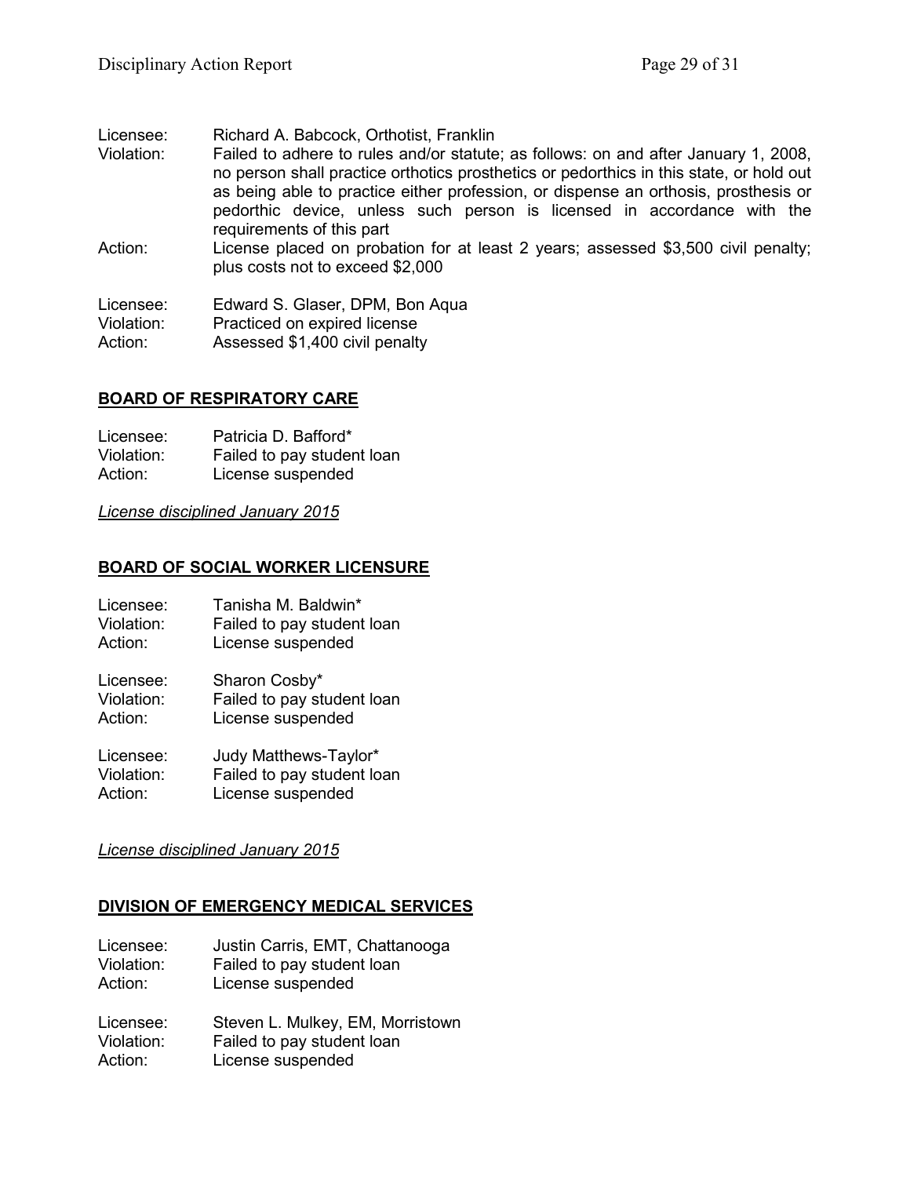Licensee: Richard A. Babcock, Orthotist, Franklin
Violation: Failed to adhere to rules and/or statute; as follows: on and after January 1, 2008, no person shall practice orthotics prosthetics or pedorthics in this state, or hold out as being able to practice either profession, or dispense an orthosis, prosthesis or pedorthic device, unless such person is licensed in accordance with the requirements of this part
Action: License placed on probation for at least 2 years; assessed $3,500 civil penalty; plus costs not to exceed $2,000

Licensee: Edward S. Glaser, DPM, Bon Aqua
Violation: Practiced on expired license
Action: Assessed $1,400 civil penalty

## BOARD OF RESPIRATORY CARE

Licensee: Patricia D. Bafford*
Violation: Failed to pay student loan
Action: License suspended

*License disciplined January 2015*

## BOARD OF SOCIAL WORKER LICENSURE

Licensee: Tanisha M. Baldwin*
Violation: Failed to pay student loan
Action: License suspended

Licensee: Sharon Cosby*
Violation: Failed to pay student loan
Action: License suspended

Licensee: Judy Matthews-Taylor*
Violation: Failed to pay student loan
Action: License suspended

*License disciplined January 2015*

## DIVISION OF EMERGENCY MEDICAL SERVICES

Licensee: Justin Carris, EMT, Chattanooga
Violation: Failed to pay student loan
Action: License suspended

Licensee: Steven L. Mulkey, EM, Morristown
Violation: Failed to pay student loan
Action: License suspended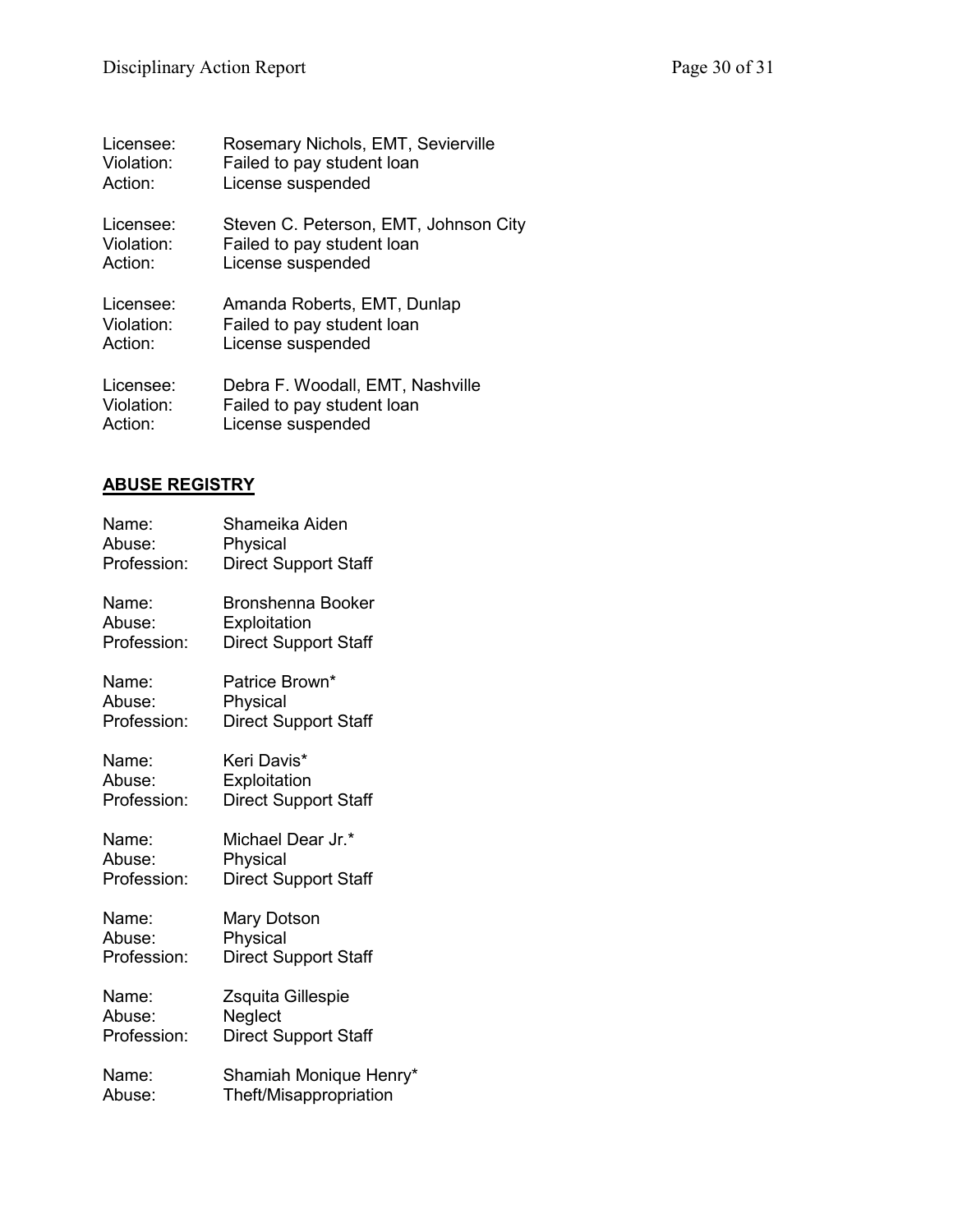Licensee: Rosemary Nichols, EMT, Sevierville
Violation: Failed to pay student loan
Action: License suspended

Licensee: Steven C. Peterson, EMT, Johnson City
Violation: Failed to pay student loan
Action: License suspended

Licensee: Amanda Roberts, EMT, Dunlap
Violation: Failed to pay student loan
Action: License suspended

Licensee: Debra F. Woodall, EMT, Nashville
Violation: Failed to pay student loan
Action: License suspended

**ABUSE REGISTRY**

Name: Shameika Aiden
Abuse: Physical
Profession: Direct Support Staff

Name: Bronshenna Booker
Abuse: Exploitation
Profession: Direct Support Staff

Name: Patrice Brown*
Abuse: Physical
Profession: Direct Support Staff

Name: Keri Davis*
Abuse: Exploitation
Profession: Direct Support Staff

Name: Michael Dear Jr.*
Abuse: Physical
Profession: Direct Support Staff

Name: Mary Dotson
Abuse: Physical
Profession: Direct Support Staff

Name: Zsquita Gillespie
Abuse: Neglect
Profession: Direct Support Staff

Name: Shamiah Monique Henry*
Abuse: Theft/Misappropriation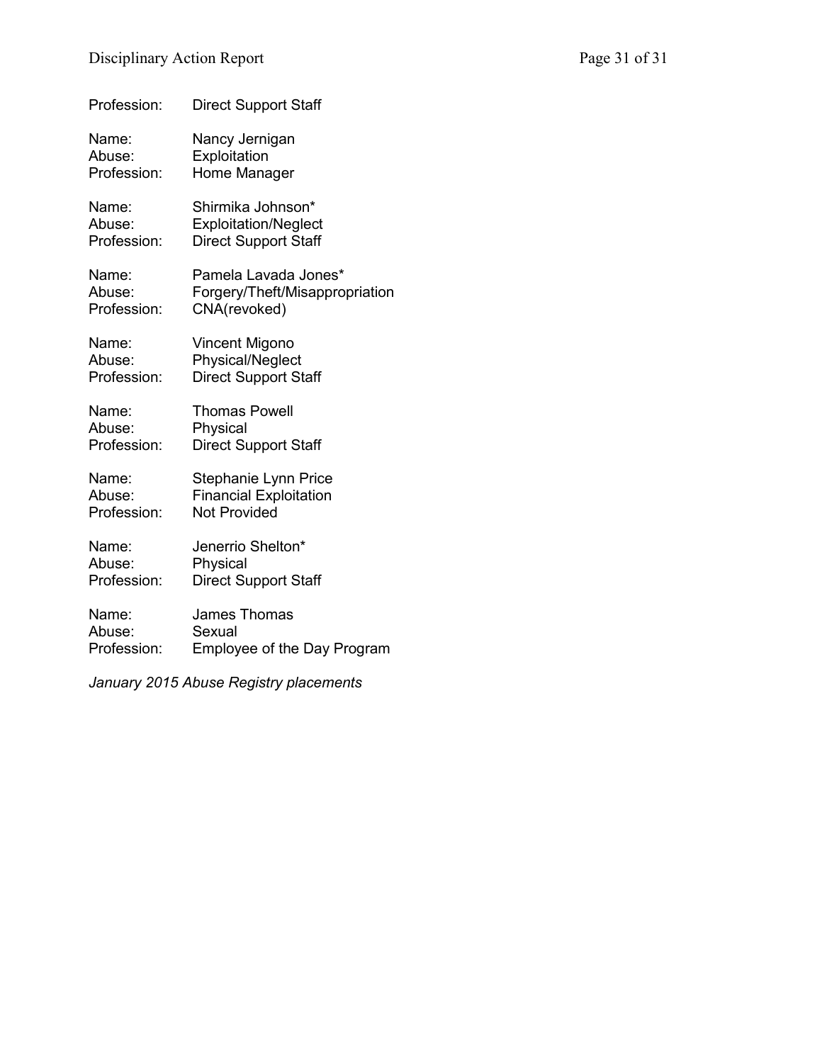Profession: Direct Support Staff

Name: Nancy Jernigan
Abuse: Exploitation
Profession: Home Manager

Name: Shirmika Johnson*
Abuse: Exploitation/Neglect
Profession: Direct Support Staff

Name: Pamela Lavada Jones*
Abuse: Forgery/Theft/Misappropriation
Profession: CNA(revoked)

Name: Vincent Migono
Abuse: Physical/Neglect
Profession: Direct Support Staff

Name: Thomas Powell
Abuse: Physical
Profession: Direct Support Staff

Name: Stephanie Lynn Price
Abuse: Financial Exploitation
Profession: Not Provided

Name: Jenerrio Shelton*
Abuse: Physical
Profession: Direct Support Staff

Name: James Thomas
Abuse: Sexual
Profession: Employee of the Day Program

*January 2015 Abuse Registry placements*